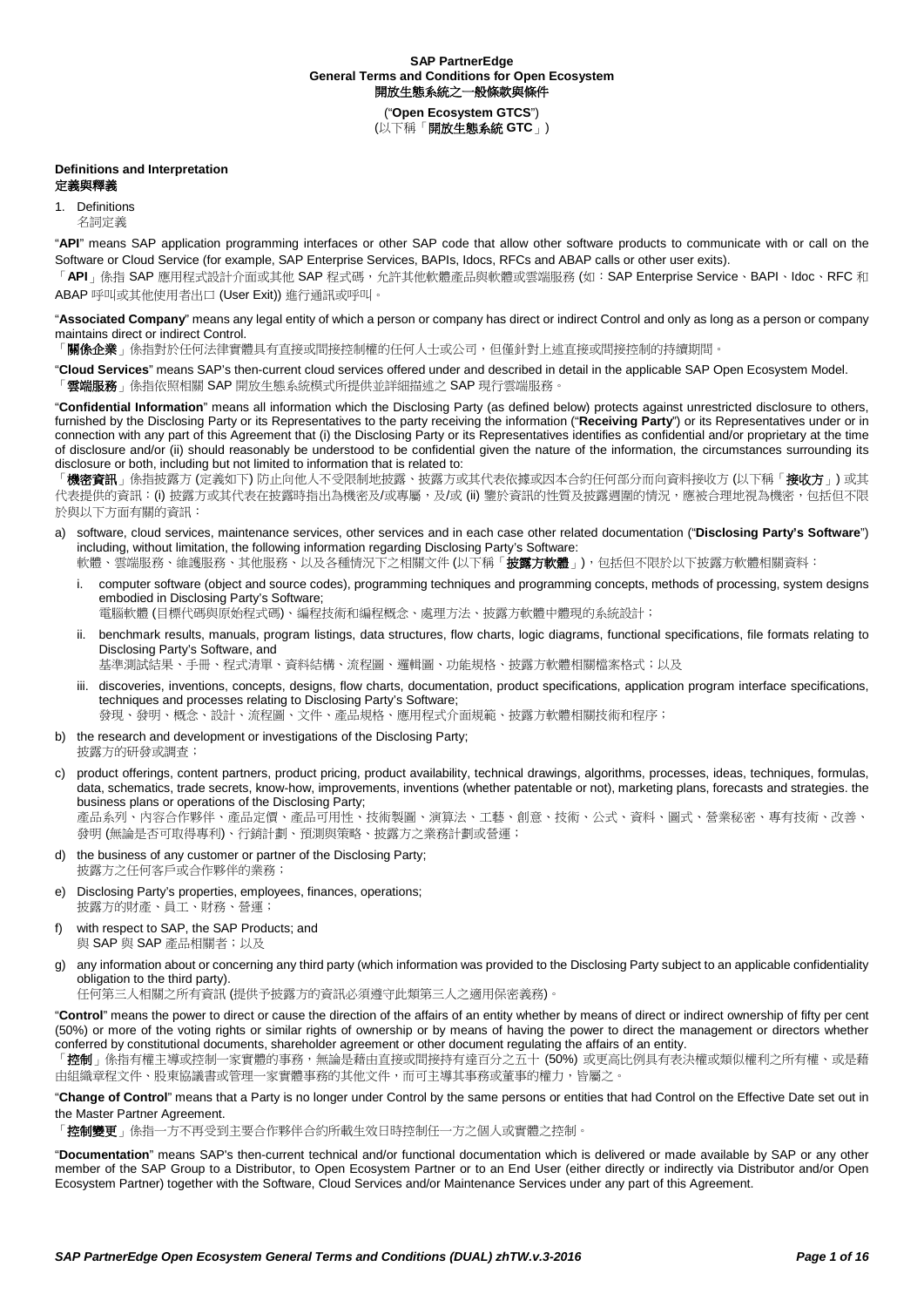**SAP PartnerEdge**
**General Terms and Conditions for Open Ecosystem**
**開放生態系統之一般條款與條件**

("**Open Ecosystem GTCS**")
(以下稱「**開放生態系統 GTC**」)

## Definitions and Interpretation
## 定義與釋義

1. Definitions
   名詞定義

"**API**" means SAP application programming interfaces or other SAP code that allow other software products to communicate with or call on the Software or Cloud Service (for example, SAP Enterprise Services, BAPIs, Idocs, RFCs and ABAP calls or other user exits).
「**API**」係指 SAP 應用程式設計介面或其他 SAP 程式碼，允許其他軟體產品與軟體或雲端服務 (如：SAP Enterprise Service、BAPI、Idoc、RFC 和 ABAP 呼叫或其他使用者出口 (User Exit)) 進行通訊或呼叫。

"**Associated Company**" means any legal entity of which a person or company has direct or indirect Control and only as long as a person or company maintains direct or indirect Control.
「**關係企業**」係指對於任何法律實體具有直接或間接控制權的任何人士或公司，但僅針對上述直接或間接控制的持續期間。

"**Cloud Services**" means SAP's then-current cloud services offered under and described in detail in the applicable SAP Open Ecosystem Model.
「**雲端服務**」係指依照相關 SAP 開放生態系統模式所提供並詳細描述之 SAP 現行雲端服務。

"**Confidential Information**" means all information which the Disclosing Party (as defined below) protects against unrestricted disclosure to others, furnished by the Disclosing Party or its Representatives to the party receiving the information ("**Receiving Party**") or its Representatives under or in connection with any part of this Agreement that (i) the Disclosing Party or its Representatives identifies as confidential and/or proprietary at the time of disclosure and/or (ii) should reasonably be understood to be confidential given the nature of the information, the circumstances surrounding its disclosure or both, including but not limited to information that is related to:
「**機密資訊**」係指披露方 (定義如下) 防止向他人不受限制地披露、披露方或其代表依據或因本合約任何部分而向資料接收方 (以下稱「**接收方**」) 或其代表提供的資訊：(i) 披露方或其代表在披露時指出為機密及/或專屬，及/或 (ii) 鑒於資訊的性質及披露週圍的情況，應被合理地視為機密，包括但不限於與以下方面有關的資訊：

a) software, cloud services, maintenance services, other services and in each case other related documentation ("**Disclosing Party's Software**") including, without limitation, the following information regarding Disclosing Party's Software:
   軟體、雲端服務、維護服務、其他服務、以及各種情況下之相關文件 (以下稱「**披露方軟體**」)，包括但不限於以下披露方軟體相關資料：
   i. computer software (object and source codes), programming techniques and programming concepts, methods of processing, system designs embodied in Disclosing Party's Software;
      電腦軟體 (目標代碼與原始程式碼)、編程技術和編程概念、處理方法、披露方軟體中體現的系統設計；
   ii. benchmark results, manuals, program listings, data structures, flow charts, logic diagrams, functional specifications, file formats relating to Disclosing Party's Software, and
      基準測試結果、手冊、程式清單、資料結構、流程圖、邏輯圖、功能規格、披露方軟體相關檔案格式；以及
   iii. discoveries, inventions, concepts, designs, flow charts, documentation, product specifications, application program interface specifications, techniques and processes relating to Disclosing Party's Software;
      發現、發明、概念、設計、流程圖、文件、產品規格、應用程式介面規範、披露方軟體相關技術和程序；
b) the research and development or investigations of the Disclosing Party;
   披露方的研發或調查；
c) product offerings, content partners, product pricing, product availability, technical drawings, algorithms, processes, ideas, techniques, formulas, data, schematics, trade secrets, know-how, improvements, inventions (whether patentable or not), marketing plans, forecasts and strategies. the business plans or operations of the Disclosing Party;
   產品系列、內容合作夥伴、產品定價、產品可用性、技術製圖、演算法、工藝、創意、技術、公式、資料、圖式、營業秘密、專有技術、改善、發明 (無論是否可取得專利)、行銷計劃、預測與策略、披露方之業務計劃或營運；
d) the business of any customer or partner of the Disclosing Party;
   披露方之任何客戶或合作夥伴的業務；
e) Disclosing Party's properties, employees, finances, operations;
   披露方的財產、員工、財務、營運；
f) with respect to SAP, the SAP Products; and
   與 SAP 與 SAP 產品相關者；以及
g) any information about or concerning any third party (which information was provided to the Disclosing Party subject to an applicable confidentiality obligation to the third party).
   任何第三人相關之所有資訊 (提供予披露方的資訊必須遵守此類第三人之適用保密義務)。

"**Control**" means the power to direct or cause the direction of the affairs of an entity whether by means of direct or indirect ownership of fifty per cent (50%) or more of the voting rights or similar rights of ownership or by means of having the power to direct the management or directors whether conferred by constitutional documents, shareholder agreement or other document regulating the affairs of an entity.
「**控制**」係指有權主導或控制一家實體的事務，無論是藉由直接或間接持有達百分之五十 (50%) 或更高比例具有表決權或類似權利之所有權、或是藉由組織章程文件、股東協議書或管理一家實體事務的其他文件，而可主導其事務或董事的權力，皆屬之。

"**Change of Control**" means that a Party is no longer under Control by the same persons or entities that had Control on the Effective Date set out in the Master Partner Agreement.
「**控制變更**」係指一方不再受到主要合作夥伴合約所載生效日時控制任一方之個人或實體之控制。

"**Documentation**" means SAP's then-current technical and/or functional documentation which is delivered or made available by SAP or any other member of the SAP Group to a Distributor, to Open Ecosystem Partner or to an End User (either directly or indirectly via Distributor and/or Open Ecosystem Partner) together with the Software, Cloud Services and/or Maintenance Services under any part of this Agreement.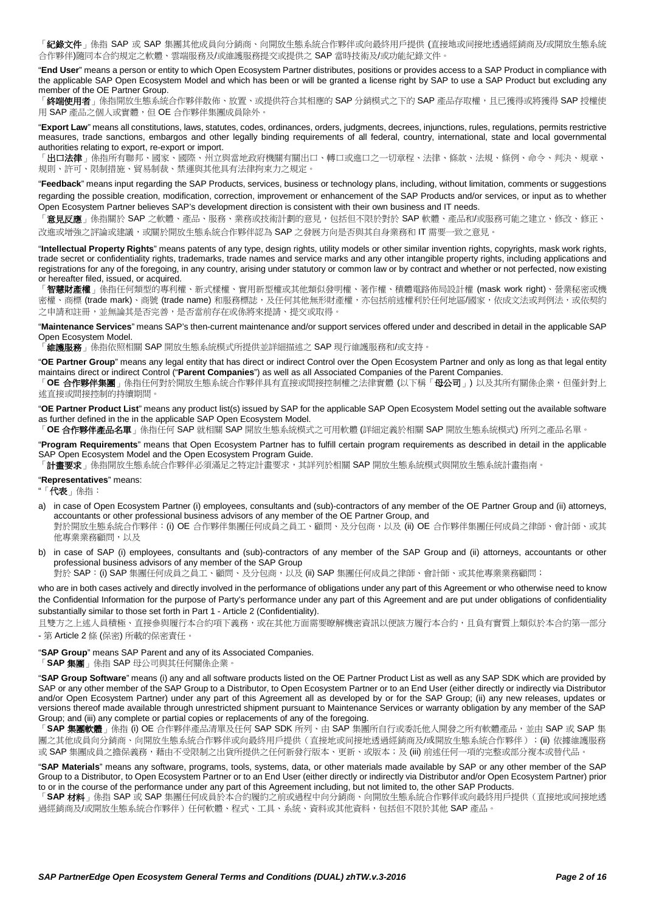「**紀錄文件**」係指 SAP 或 SAP 集團其他成員向分銷商、向開放生態系統合作夥伴或向最終用戶提供 (直接地或間接地透過經銷商及/或開放生態系統合作夥伴)隨同本合約規定之軟體、雲端服務及/或維護服務提交或提供之 SAP 當時技術及/或功能紀錄文件。

"**End User**" means a person or entity to which Open Ecosystem Partner distributes, positions or provides access to a SAP Product in compliance with the applicable SAP Open Ecosystem Model and which has been or will be granted a license right by SAP to use a SAP Product but excluding any member of the OE Partner Group.

「**終端使用者**」係指開放生態系統合作夥伴散佈、放置、或提供符合其相應的 SAP 分銷模式之下的 SAP 產品存取權，且已獲得或將獲得 SAP 授權使用 SAP 產品之個人或實體，但 OE 合作夥伴集團成員除外。

"**Export Law**" means all constitutions, laws, statutes, codes, ordinances, orders, judgments, decrees, injunctions, rules, regulations, permits restrictive measures, trade sanctions, embargos and other legally binding requirements of all federal, country, international, state and local governmental authorities relating to export, re-export or import.

「**出口法律**」係指所有聯邦、國家、國際、州立與當地政府機關有關出口、轉口或進口之一切章程、法律、條款、法規、條例、命令、判決、規章、規則、許可、限制措施、貿易制裁、禁運與其他具有法律拘束力之規定。

"**Feedback**" means input regarding the SAP Products, services, business or technology plans, including, without limitation, comments or suggestions regarding the possible creation, modification, correction, improvement or enhancement of the SAP Products and/or services, or input as to whether Open Ecosystem Partner believes SAP's development direction is consistent with their own business and IT needs.

「**意見反應**」係指關於 SAP 之軟體、產品、服務、業務或技術計劃的意見，包括但不限於對於 SAP 軟體、產品和/或服務可能之建立、修改、修正、改進或增強之評論或建議，或關於開放生態系統合作夥伴認為 SAP 之發展方向是否與其自身業務和 IT 需要一致之意見。

"**Intellectual Property Rights**" means patents of any type, design rights, utility models or other similar invention rights, copyrights, mask work rights, trade secret or confidentiality rights, trademarks, trade names and service marks and any other intangible property rights, including applications and registrations for any of the foregoing, in any country, arising under statutory or common law or by contract and whether or not perfected, now existing or hereafter filed, issued, or acquired.

「**智慧財產權**」係指任何類型的專利權、新式樣權、實用新型權或其他類似發明權、著作權、積體電路佈局設計權 (mask work right)、營業秘密或機密權、商標 (trade mark)、商號 (trade name) 和服務標誌，及任何其他無形財產權，亦包括前述權利於任何地區/國家，依成文法或判例法，或依契約之申請和註冊，並無論其是否完善，是否當前存在或係將來提請、提交或取得。

"**Maintenance Services**" means SAP's then-current maintenance and/or support services offered under and described in detail in the applicable SAP Open Ecosystem Model.

「**維護服務**」係指依照相關 SAP 開放生態系統模式所提供並詳細描述之 SAP 現行維護服務和/或支持。

"**OE Partner Group**" means any legal entity that has direct or indirect Control over the Open Ecosystem Partner and only as long as that legal entity maintains direct or indirect Control ("**Parent Companies**") as well as all Associated Companies of the Parent Companies.

「**OE 合作夥伴集團**」係指任何對於開放生態系統合作夥伴具有直接或間接控制權之法律實體 (以下稱「**母公司**」) 以及其所有關係企業，但僅針對上述直接或間接控制的持續期間。

"**OE Partner Product List**" means any product list(s) issued by SAP for the applicable SAP Open Ecosystem Model setting out the available software as further defined in the in the applicable SAP Open Ecosystem Model.

「**OE 合作夥伴產品名單**」係指任何 SAP 就相關 SAP 開放生態系統模式之可用軟體 (詳細定義於相關 SAP 開放生態系統模式) 所列之產品名單。

"**Program Requirements**" means that Open Ecosystem Partner has to fulfill certain program requirements as described in detail in the applicable SAP Open Ecosystem Model and the Open Ecosystem Program Guide.

「**計畫要求**」係指開放生態系統合作夥伴必須滿足之特定計畫要求，其詳列於相關 SAP 開放生態系統模式與開放生態系統計畫指南。

"**Representatives**" means:

"「**代表**」係指：

a) in case of Open Ecosystem Partner (i) employees, consultants and (sub)-contractors of any member of the OE Partner Group and (ii) attorneys, accountants or other professional business advisors of any member of the OE Partner Group, and
   對於開放生態系統合作夥伴：(i) OE 合作夥伴集團任何成員之員工、顧問、及分包商，以及 (ii) OE 合作夥伴集團任何成員之律師、會計師、或其他專業業務顧問，以及

b) in case of SAP (i) employees, consultants and (sub)-contractors of any member of the SAP Group and (ii) attorneys, accountants or other professional business advisors of any member of the SAP Group
   對於 SAP：(i) SAP 集團任何成員之員工、顧問、及分包商，以及 (ii) SAP 集團任何成員之律師、會計師、或其他專業業務顧問；

who are in both cases actively and directly involved in the performance of obligations under any part of this Agreement or who otherwise need to know the Confidential Information for the purpose of Party's performance under any part of this Agreement and are put under obligations of confidentiality substantially similar to those set forth in Part 1 - Article 2 (Confidentiality).

且雙方之上述人員積極、直接參與履行本合約項下義務，或在其他方面需要瞭解機密資訊以便該方履行本合約，且負有實質上類似於本合約第一部分 - 第 Article 2 條 (保密) 所載的保密責任。

"**SAP Group**" means SAP Parent and any of its Associated Companies.

「**SAP 集團**」係指 SAP 母公司與其任何關係企業。

"**SAP Group Software**" means (i) any and all software products listed on the OE Partner Product List as well as any SAP SDK which are provided by SAP or any other member of the SAP Group to a Distributor, to Open Ecosystem Partner or to an End User (either directly or indirectly via Distributor and/or Open Ecosystem Partner) under any part of this Agreement all as developed by or for the SAP Group; (ii) any new releases, updates or versions thereof made available through unrestricted shipment pursuant to Maintenance Services or warranty obligation by any member of the SAP Group; and (iii) any complete or partial copies or replacements of any of the foregoing.

「**SAP 集團軟體**」係指 (i) OE 合作夥伴產品清單及任何 SAP SDK 所列、由 SAP 集團所自行或委託他人開發之所有軟體產品，並由 SAP 或 SAP 集團之其他成員向分銷商、向開放生態系統合作夥伴或向最終用戶提供（直接地或間接地透過經銷商及/或開放生態系統合作夥伴）；(ii) 依據維護服務或 SAP 集團成員之擔保義務，藉由不受限制之出貨所提供之任何新發行版本、更新、或版本；及 (iii) 前述任何一項的完整或部分複本或替代品。

"**SAP Materials**" means any software, programs, tools, systems, data, or other materials made available by SAP or any other member of the SAP Group to a Distributor, to Open Ecosystem Partner or to an End User (either directly or indirectly via Distributor and/or Open Ecosystem Partner) prior to or in the course of the performance under any part of this Agreement including, but not limited to, the other SAP Products.

「**SAP 材料**」係指 SAP 或 SAP 集團任何成員於本合約履約之前或過程中向分銷商、向開放生態系統合作夥伴或向最終用戶提供（直接地或間接地透過經銷商及/或開放生態系統合作夥伴）任何軟體、程式、工具、系統、資料或其他資料，包括但不限於其他 SAP 產品。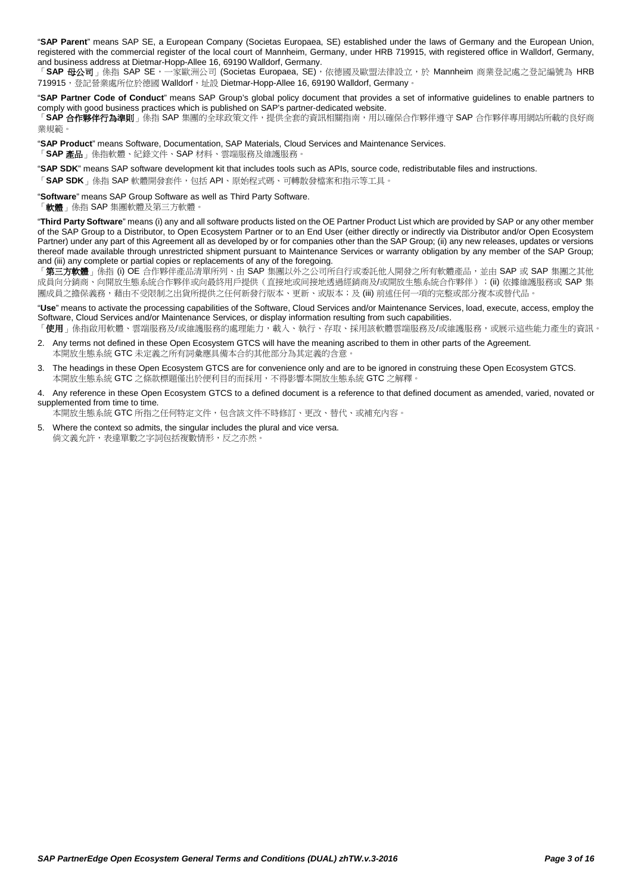"**SAP Parent**" means SAP SE, a European Company (Societas Europaea, SE) established under the laws of Germany and the European Union, registered with the commercial register of the local court of Mannheim, Germany, under HRB 719915, with registered office in Walldorf, Germany, and business address at Dietmar-Hopp-Allee 16, 69190 Walldorf, Germany.
「**SAP 母公司**」係指 SAP SE，一家歐洲公司 (Societas Europaea, SE)，依德國及歐盟法律設立，於 Mannheim 商業登記處之登記編號為 HRB 719915，登記營業處所位於德國 Walldorf，址設 Dietmar-Hopp-Allee 16, 69190 Walldorf, Germany。

"**SAP Partner Code of Conduct**" means SAP Group's global policy document that provides a set of informative guidelines to enable partners to comply with good business practices which is published on SAP's partner-dedicated website.
「**SAP 合作夥伴行為準則**」係指 SAP 集團的全球政策文件，提供全套的資訊相關指南，用以確保合作夥伴遵守 SAP 合作夥伴專用網站所載的良好商業規範。

"**SAP Product**" means Software, Documentation, SAP Materials, Cloud Services and Maintenance Services.
「**SAP 產品**」係指軟體、紀錄文件、SAP 材料、雲端服務及維護服務。

"**SAP SDK**" means SAP software development kit that includes tools such as APIs, source code, redistributable files and instructions.
「**SAP SDK**」係指 SAP 軟體開發套件，包括 API、原始程式碼、可轉散發檔案和指示等工具。

"**Software**" means SAP Group Software as well as Third Party Software.
「**軟體**」係指 SAP 集團軟體及第三方軟體。

"**Third Party Software**" means (i) any and all software products listed on the OE Partner Product List which are provided by SAP or any other member of the SAP Group to a Distributor, to Open Ecosystem Partner or to an End User (either directly or indirectly via Distributor and/or Open Ecosystem Partner) under any part of this Agreement all as developed by or for companies other than the SAP Group; (ii) any new releases, updates or versions thereof made available through unrestricted shipment pursuant to Maintenance Services or warranty obligation by any member of the SAP Group; and (iii) any complete or partial copies or replacements of any of the foregoing.
「**第三方軟體**」係指 (i) OE 合作夥伴產品清單所列、由 SAP 集團以外之公司所自行或委託他人開發之所有軟體產品，並由 SAP 或 SAP 集團之其他成員向分銷商、向開放生態系統合作夥伴或向最終用戶提供（直接地或間接地透過經銷商及/或開放生態系統合作夥伴）；(ii) 依據維護服務或 SAP 集團成員之擔保義務，藉由不受限制之出貨所提供之任何新發行版本、更新、或版本；及 (iii) 前述任何一項的完整或部分複本或替代品。

"**Use**" means to activate the processing capabilities of the Software, Cloud Services and/or Maintenance Services, load, execute, access, employ the Software, Cloud Services and/or Maintenance Services, or display information resulting from such capabilities.
「**使用**」係指啟用軟體、雲端服務及/或維護服務的處理能力，載入、執行、存取、採用該軟體雲端服務及/或維護服務，或展示這些能力產生的資訊。

2. Any terms not defined in these Open Ecosystem GTCS will have the meaning ascribed to them in other parts of the Agreement.
   本開放生態系統 GTC 未定義之所有詞彙應具備本合約其他部分為其定義的含意。

3. The headings in these Open Ecosystem GTCS are for convenience only and are to be ignored in construing these Open Ecosystem GTCS.
   本開放生態系統 GTC 之條款標題僅出於便利目的而採用，不得影響本開放生態系統 GTC 之解釋。

4. Any reference in these Open Ecosystem GTCS to a defined document is a reference to that defined document as amended, varied, novated or supplemented from time to time.
   本開放生態系統 GTC 所指之任何特定文件，包含該文件不時修訂、更改、替代、或補充內容。

5. Where the context so admits, the singular includes the plural and vice versa.
   倘文義允許，表達單數之字詞包括複數情形，反之亦然。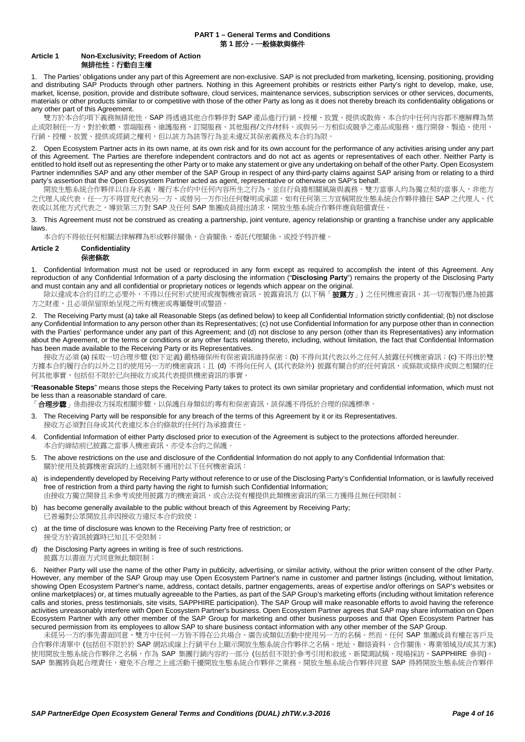**PART 1 – General Terms and Conditions**
**第 1 部分 - 一般條款與條件**

## Article 1 Non-Exclusivity; Freedom of Action 無排他性；行動自主權

1. The Parties' obligations under any part of this Agreement are non-exclusive. SAP is not precluded from marketing, licensing, positioning, providing and distributing SAP Products through other partners. Nothing in this Agreement prohibits or restricts either Party's right to develop, make, use, market, license, position, provide and distribute software, cloud services, maintenance services, subscription services or other services, documents, materials or other products similar to or competitive with those of the other Party as long as it does not thereby breach its confidentiality obligations or any other part of this Agreement.
雙方於本合約項下義務無排他性。SAP 得透過其他合作夥伴對 SAP 產品進行行銷、授權、放置、提供或散佈。本合約中任何內容都不應解釋為禁止或限制任一方，對於軟體、雲端服務、維護服務、訂閱服務、其他服務/文件/材料、或與另一方相似或競爭之產品或服務，進行開發、製造、使用、行銷、授權、放置、提供或經銷之權利，但以該方為該等行為並未違反其保密義務及本合約為限。

2. Open Ecosystem Partner acts in its own name, at its own risk and for its own account for the performance of any activities arising under any part of this Agreement. The Parties are therefore independent contractors and do not act as agents or representatives of each other. Neither Party is entitled to hold itself out as representing the other Party or to make any statement or give any undertaking on behalf of the other Party. Open Ecosystem Partner indemnifies SAP and any other member of the SAP Group in respect of any third-party claims against SAP arising from or relating to a third party's assertion that the Open Ecosystem Partner acted as agent, representative or otherwise on SAP's behalf.
開放生態系統合作夥伴以自身名義，履行本合約中任何內容所生之行為，並自行負擔相關風險與義務。雙方當事人均為獨立契約當事人，非他方之代理人或代表。任一方不得冒充代表另一方、或替另一方作出任何聲明或承諾。如有任何第三方宣稱開放生態系統合作夥伴擔任 SAP 之代理人、代表或以其他方式代表之，導致第三方對 SAP 及任何 SAP 集團成員提出請求，開放生態系統合作夥伴應負賠償責任。

3. This Agreement must not be construed as creating a partnership, joint venture, agency relationship or granting a franchise under any applicable laws.
本合約不得依任何相關法律解釋為形成夥伴關係、合資關係、委託代理關係、或授予特許權。

## Article 2 Confidentiality 保密條款

1. Confidential Information must not be used or reproduced in any form except as required to accomplish the intent of this Agreement. Any reproduction of any Confidential Information of a party disclosing the information ("**Disclosing Party**") remains the property of the Disclosing Party and must contain any and all confidential or proprietary notices or legends which appear on the original.
除以達成本合約目的之必要外，不得以任何形式使用或複製機密資訊。披露資訊方 (以下稱「**披露方**」) 之任何機密資訊，其一切複製仍應為披露方之財產，且必須保留原始呈現之所有機密或專屬聲明或警語。

2. The Receiving Party must (a) take all Reasonable Steps (as defined below) to keep all Confidential Information strictly confidential; (b) not disclose any Confidential Information to any person other than its Representatives; (c) not use Confidential Information for any purpose other than in connection with the Parties' performance under any part of this Agreement; and (d) not disclose to any person (other than its Representatives) any information about the Agreement, or the terms or conditions or any other facts relating thereto, including, without limitation, the fact that Confidential Information has been made available to the Receiving Party or its Representatives.
接收方必須 (a) 採取一切合理步驟 (如下定義) 嚴格確保所有保密資訊維持保密；(b) 不得向其代表以外之任何人披露任何機密資訊；(c) 不得出於雙方據本合約履行合約以外之目的使用另一方的機密資訊；且 (d) 不得向任何人 (其代表除外) 披露有關合約的任何資訊，或條款或條件或與之相關的任何其他事實，包括但不限於已向接收方或其代表提供機密資訊的事實。

"**Reasonable Steps**" means those steps the Receiving Party takes to protect its own similar proprietary and confidential information, which must not be less than a reasonable standard of care.
「**合理步驟**」係指接收方採取相關步驟，以保護自身類似的專有和保密資訊，該保護不得低於合理的保護標準。

3. The Receiving Party will be responsible for any breach of the terms of this Agreement by it or its Representatives.
接收方必須對自身或其代表違反本合約條款的任何行為承擔責任。

4. Confidential Information of either Party disclosed prior to execution of the Agreement is subject to the protections afforded hereunder.
本合約締結前已披露之當事人機密資訊，亦受本合約之保護。

5. The above restrictions on the use and disclosure of the Confidential Information do not apply to any Confidential Information that:
關於使用及披露機密資訊的上述限制不適用於以下任何機密資訊：

a) is independently developed by Receiving Party without reference to or use of the Disclosing Party's Confidential Information, or is lawfully received free of restriction from a third party having the right to furnish such Confidential Information;
由接收方獨立開發且未參考或使用披露方的機密資訊，或合法從有權提供此類機密資訊的第三方獲得且無任何限制；

b) has become generally available to the public without breach of this Agreement by Receiving Party;
已普遍對公眾開放且非因接收方違反本合約致使；

c) at the time of disclosure was known to the Receiving Party free of restriction; or
接受方於資訊披露時已知且不受限制；

d) the Disclosing Party agrees in writing is free of such restrictions.
披露方以書面方式同意無此類限制；

6. Neither Party will use the name of the other Party in publicity, advertising, or similar activity, without the prior written consent of the other Party. However, any member of the SAP Group may use Open Ecosystem Partner's name in customer and partner listings (including, without limitation, showing Open Ecosystem Partner's name, address, contact details, partner engagements, areas of expertise and/or offerings on SAP's websites or online marketplaces) or, at times mutually agreeable to the Parties, as part of the SAP Group's marketing efforts (including without limitation reference calls and stories, press testimonials, site visits, SAPPHIRE participation). The SAP Group will make reasonable efforts to avoid having the reference activities unreasonably interfere with Open Ecosystem Partner's business. Open Ecosystem Partner agrees that SAP may share information on Open Ecosystem Partner with any other member of the SAP Group for marketing and other business purposes and that Open Ecosystem Partner has secured permission from its employees to allow SAP to share business contact information with any other member of the SAP Group.
未經另一方的事先書面同意，雙方中任何一方皆不得在公共場合、廣告或類似活動中使用另一方的名稱。然而，任何 SAP 集團成員有權在客戶及合作夥伴清單中 (包括但不限於於 SAP 網站或線上行銷平台上顯示開放生態系統合作夥伴之名稱、地址、聯絡資料、合作關係、專業領域及/或其方案) 使用開放生態系統合作夥伴之名稱，作為 SAP 集團行銷內容的一部分 (包括但不限於參考引用和敘述、新聞測試稿、現場採訪、SAPPHIRE 參與)。SAP 集團將負起合理責任，避免不合理之上述活動干擾開放生態系統合作夥伴之業務。開放生態系統合作夥伴同意 SAP 得將開放生態系統合作夥伴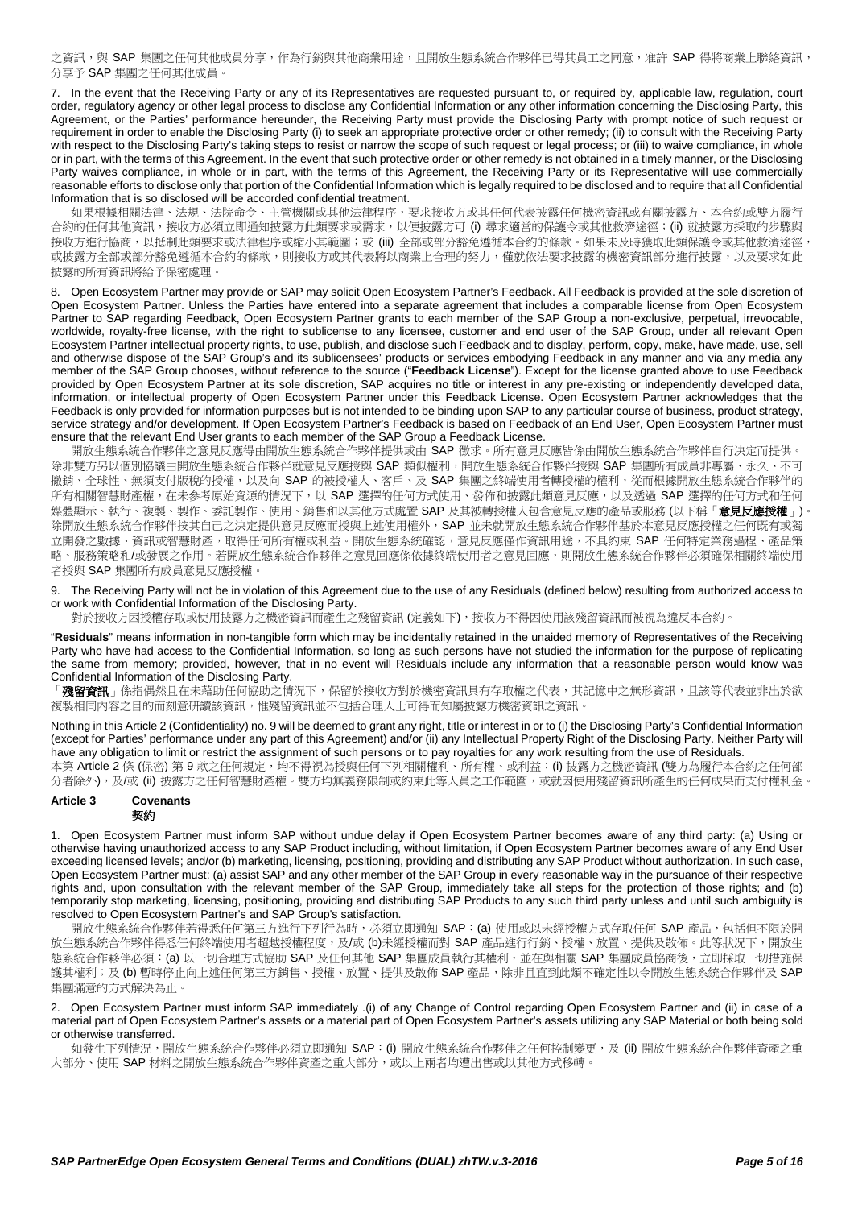之資訊，與 SAP 集團之任何其他成員分享，作為行銷與其他商業用途，且開放生態系統合作夥伴已得其員工之同意，准許 SAP 得將商業上聯絡資訊，分享予 SAP 集團之任何其他成員。

7. In the event that the Receiving Party or any of its Representatives are requested pursuant to, or required by, applicable law, regulation, court order, regulatory agency or other legal process to disclose any Confidential Information or any other information concerning the Disclosing Party, this Agreement, or the Parties' performance hereunder, the Receiving Party must provide the Disclosing Party with prompt notice of such request or requirement in order to enable the Disclosing Party (i) to seek an appropriate protective order or other remedy; (ii) to consult with the Receiving Party with respect to the Disclosing Party's taking steps to resist or narrow the scope of such request or legal process; or (iii) to waive compliance, in whole or in part, with the terms of this Agreement. In the event that such protective order or other remedy is not obtained in a timely manner, or the Disclosing Party waives compliance, in whole or in part, the terms of this Agreement, the Receiving Party or its Representative will use commercially reasonable efforts to disclose only that portion of the Confidential Information which is legally required to be disclosed and to require that all Confidential Information that is so disclosed will be accorded confidential treatment.

如果根據相關法律、法規、法院命令、主管機關或其他法律程序，要求接收方或其任何代表披露任何機密資訊或有關披露方、本合約或雙方履行合約的任何其他資訊，接收方必須立即通知披露方此類要求或需求，以便披露方可 (i) 尋求適當的保護令或其他救濟途徑；(ii) 就披露方採取的步驟與接收方進行協商，以抵制此類要求或法律程序或縮小其範圍；或 (iii) 全部或部分豁免遵循本合約的條款。如果未及時獲取此類保護令或其他救濟途徑，或披露方全部或部分豁免遵循本合約的條款，則接收方或其代表將以商業上合理的努力，僅就依法要求披露的機密資訊部分進行披露，以及要求如此披露的所有資訊將給予保密處理。

8. Open Ecosystem Partner may provide or SAP may solicit Open Ecosystem Partner's Feedback. All Feedback is provided at the sole discretion of Open Ecosystem Partner. Unless the Parties have entered into a separate agreement that includes a comparable license from Open Ecosystem Partner to SAP regarding Feedback, Open Ecosystem Partner grants to each member of the SAP Group a non-exclusive, perpetual, irrevocable, worldwide, royalty-free license, with the right to sublicense to any licensee, customer and end user of the SAP Group, under all relevant Open Ecosystem Partner intellectual property rights, to use, publish, and disclose such Feedback and to display, perform, copy, make, have made, use, sell and otherwise dispose of the SAP Group's and its sublicensees' products or services embodying Feedback in any manner and via any media any member of the SAP Group chooses, without reference to the source ("**Feedback License**"). Except for the license granted above to use Feedback provided by Open Ecosystem Partner at its sole discretion, SAP acquires no title or interest in any pre-existing or independently developed data, information, or intellectual property of Open Ecosystem Partner under this Feedback License. Open Ecosystem Partner acknowledges that the Feedback is only provided for information purposes but is not intended to be binding upon SAP to any particular course of business, product strategy, service strategy and/or development. If Open Ecosystem Partner's Feedback is based on Feedback of an End User, Open Ecosystem Partner must ensure that the relevant End User grants to each member of the SAP Group a Feedback License.

開放生態系統合作夥伴之意見反應得由開放生態系統合作夥伴提供或由 SAP 徵求。所有意見反應皆係由開放生態系統合作夥伴自行決定而提供。除非雙方另以個別協議由開放生態系統合作夥伴就意見反應授與 SAP 類似權利，開放生態系統合作夥伴授與 SAP 集團所有成員非專屬、永久、不可撤銷、全球性、無須支付版稅的授權，以及向 SAP 的被授權人、客戶、及 SAP 集團之終端使用者轉授權的權利，從而根據開放生態系統合作夥伴的所有相關智慧財產權，在未參考原始資源的情況下，以 SAP 選擇的任何方式使用、發佈和披露此類意見反應，以及透過 SAP 選擇的任何方式和任何媒體顯示、執行、複製、製作、委託製作、使用、銷售和以其他方式處置 SAP 及其被轉授權人包含意見反應的產品或服務 (以下稱「**意見反應授權**」)。除開放生態系統合作夥伴按其自己之決定提供意見反應而授與上述使用權外，SAP 並未就開放生態系統合作夥伴基於本意見反應授權之任何既有或獨立開發之數據、資訊或智慧財產，取得任何所有權或利益。開放生態系統確認，意見反應僅作資訊用途，不具約束 SAP 任何特定業務過程、產品策略、服務策略和/或發展之作用。若開放生態系統合作夥伴之意見回應係依據終端使用者之意見回應，則開放生態系統合作夥伴必須確保相關終端使用者授與 SAP 集團所有成員意見反應授權。

9. The Receiving Party will not be in violation of this Agreement due to the use of any Residuals (defined below) resulting from authorized access to or work with Confidential Information of the Disclosing Party.

對於接收方因授權存取或使用披露方之機密資訊而產生之殘留資訊 (定義如下)，接收方不得因使用該殘留資訊而被視為違反本合約。

"**Residuals**" means information in non-tangible form which may be incidentally retained in the unaided memory of Representatives of the Receiving Party who have had access to the Confidential Information, so long as such persons have not studied the information for the purpose of replicating the same from memory; provided, however, that in no event will Residuals include any information that a reasonable person would know was Confidential Information of the Disclosing Party.

「**殘留資訊**」係指偶然且在未藉助任何協助之情況下，保留於接收方對於機密資訊具有存取權之代表，其記憶中之無形資訊，且該等代表並非出於欲複製相同內容之目的而刻意研讀該資訊，惟殘留資訊並不包括合理人士可得而知屬披露方機密資訊之資訊。

Nothing in this Article 2 (Confidentiality) no. 9 will be deemed to grant any right, title or interest in or to (i) the Disclosing Party's Confidential Information (except for Parties' performance under any part of this Agreement) and/or (ii) any Intellectual Property Right of the Disclosing Party. Neither Party will have any obligation to limit or restrict the assignment of such persons or to pay royalties for any work resulting from the use of Residuals.

本第 Article 2 條 (保密) 第 9 款之任何規定，均不得視為授與任何下列相關權利、所有權、或利益：(i) 披露方之機密資訊 (雙方為履行本合約之任何部分者除外)，及/或 (ii) 披露方之任何智慧財產權。雙方均無義務限制或約束此等人員之工作範圍，或就因使用殘留資訊所產生的任何成果而支付權利金。

## Article 3 Covenants
## 契約

1. Open Ecosystem Partner must inform SAP without undue delay if Open Ecosystem Partner becomes aware of any third party: (a) Using or otherwise having unauthorized access to any SAP Product including, without limitation, if Open Ecosystem Partner becomes aware of any End User exceeding licensed levels; and/or (b) marketing, licensing, positioning, providing and distributing any SAP Product without authorization. In such case, Open Ecosystem Partner must: (a) assist SAP and any other member of the SAP Group in every reasonable way in the pursuance of their respective rights and, upon consultation with the relevant member of the SAP Group, immediately take all steps for the protection of those rights; and (b) temporarily stop marketing, licensing, positioning, providing and distributing SAP Products to any such third party unless and until such ambiguity is resolved to Open Ecosystem Partner's and SAP Group's satisfaction.

開放生態系統合作夥伴若得悉任何第三方進行下列行為時，必須立即通知 SAP：(a) 使用或以未經授權方式存取任何 SAP 產品，包括但不限於開放生態系統合作夥伴得悉任何終端使用者超越授權程度，及/或 (b)未經授權而對 SAP 產品進行行銷、授權、放置、提供及散佈。此等狀況下，開放生態系統合作夥伴必須：(a) 以一切合理方式協助 SAP 及任何其他 SAP 集團成員執行其權利，並在與相關 SAP 集團成員協商後，立即採取一切措施保護其權利；及 (b) 暫時停止向上述任何第三方銷售、授權、放置、提供及散佈 SAP 產品，除非且直到此類不確定性以令開放生態系統合作夥伴及 SAP 集團滿意的方式解決為止。

2. Open Ecosystem Partner must inform SAP immediately .(i) of any Change of Control regarding Open Ecosystem Partner and (ii) in case of a material part of Open Ecosystem Partner's assets or a material part of Open Ecosystem Partner's assets utilizing any SAP Material or both being sold or otherwise transferred.

如發生下列情況，開放生態系統合作夥伴必須立即通知 SAP：(i) 開放生態系統合作夥伴之任何控制變更，及 (ii) 開放生態系統合作夥伴資產之重大部分、使用 SAP 材料之開放生態系統合作夥伴資產之重大部分，或以上兩者均遭出售或以其他方式移轉。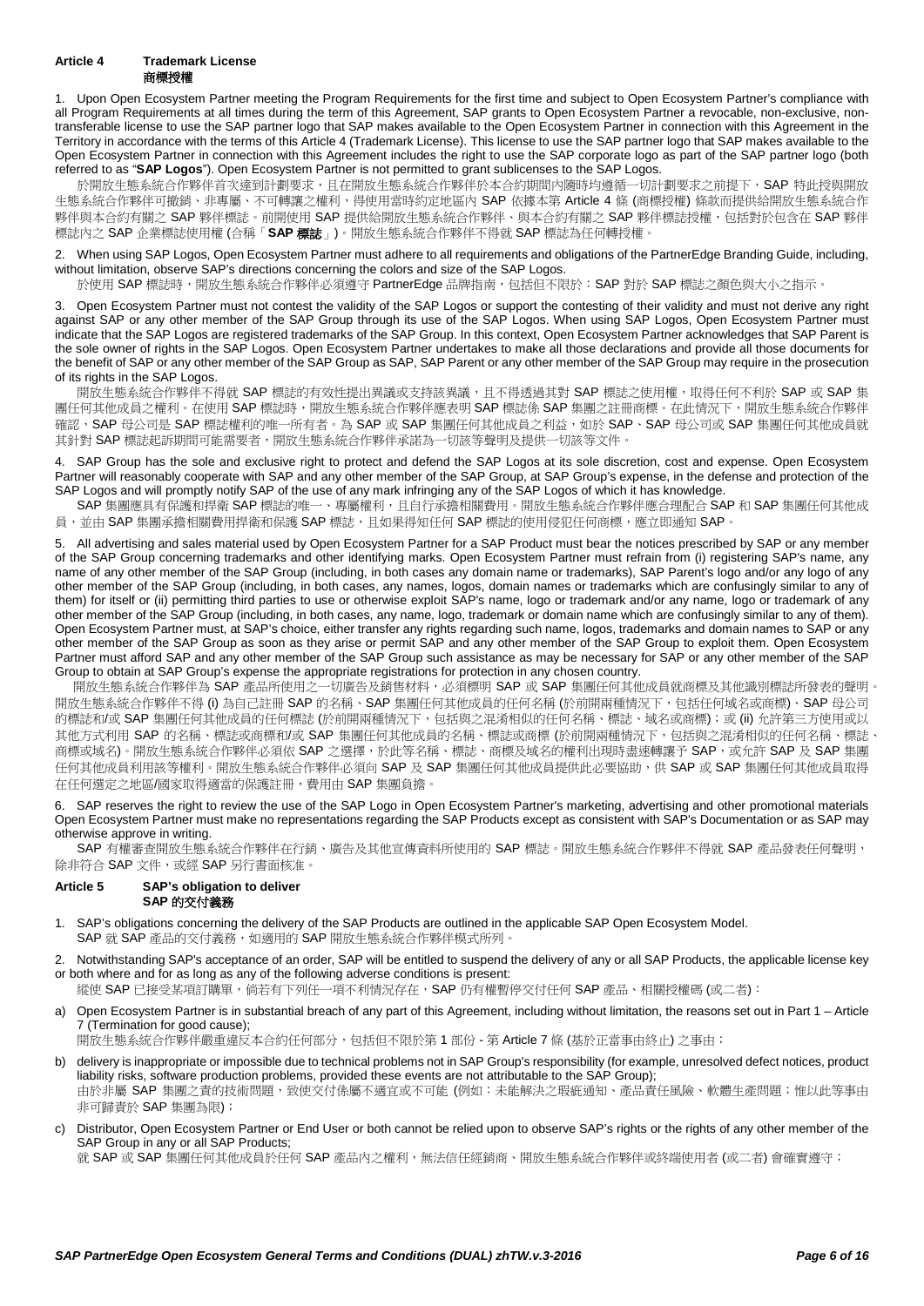## Article 4 Trademark License
## 商標授權

1. Upon Open Ecosystem Partner meeting the Program Requirements for the first time and subject to Open Ecosystem Partner's compliance with all Program Requirements at all times during the term of this Agreement, SAP grants to Open Ecosystem Partner a revocable, non-exclusive, non-transferable license to use the SAP partner logo that SAP makes available to the Open Ecosystem Partner in connection with this Agreement in the Territory in accordance with the terms of this Article 4 (Trademark License). This license to use the SAP partner logo that SAP makes available to the Open Ecosystem Partner in connection with this Agreement includes the right to use the SAP corporate logo as part of the SAP partner logo (both referred to as "**SAP Logos**"). Open Ecosystem Partner is not permitted to grant sublicenses to the SAP Logos.
   於開放生態系統合作夥伴首次達到計劃要求，且在開放生態系統合作夥伴於本合約期間內隨時均遵循一切計劃要求之前提下，SAP 特此授與開放生態系統合作夥伴可撤銷、非專屬、不可轉讓之權利，得使用當時約定地區內 SAP 依據本第 Article 4 條 (商標授權) 條款而提供給開放生態系統合作夥伴與本合約有關之 SAP 夥伴標誌。前開使用 SAP 提供給開放生態系統合作夥伴、與本合約有關之 SAP 夥伴標誌授權，包括對於包含在 SAP 夥伴標誌內之 SAP 企業標誌使用權 (合稱「**SAP 標誌**」)。開放生態系統合作夥伴不得就 SAP 標誌為任何轉授權。

2. When using SAP Logos, Open Ecosystem Partner must adhere to all requirements and obligations of the PartnerEdge Branding Guide, including, without limitation, observe SAP's directions concerning the colors and size of the SAP Logos.
   於使用 SAP 標誌時，開放生態系統合作夥伴必須遵守 PartnerEdge 品牌指南，包括但不限於：SAP 對於 SAP 標誌之顏色與大小之指示。

3. Open Ecosystem Partner must not contest the validity of the SAP Logos or support the contesting of their validity and must not derive any right against SAP or any other member of the SAP Group through its use of the SAP Logos. When using SAP Logos, Open Ecosystem Partner must indicate that the SAP Logos are registered trademarks of the SAP Group. In this context, Open Ecosystem Partner acknowledges that SAP Parent is the sole owner of rights in the SAP Logos. Open Ecosystem Partner undertakes to make all those declarations and provide all those documents for the benefit of SAP or any other member of the SAP Group as SAP, SAP Parent or any other member of the SAP Group may require in the prosecution of its rights in the SAP Logos.
   開放生態系統合作夥伴不得就 SAP 標誌的有效性提出異議或支持該異議，且不得透過其對 SAP 標誌之使用權，取得任何不利於 SAP 或 SAP 集團任何其他成員之權利。在使用 SAP 標誌時，開放生態系統合作夥伴應表明 SAP 標誌係 SAP 集團之註冊商標。在此情況下，開放生態系統合作夥伴確認，SAP 母公司是 SAP 標誌權利的唯一所有者。為 SAP 或 SAP 集團任何其他成員之利益，如於 SAP、SAP 母公司或 SAP 集團任何其他成員就其針對 SAP 標誌起訴期間可能需要者，開放生態系統合作夥伴承諾為一切該等聲明及提供一切該等文件。

4. SAP Group has the sole and exclusive right to protect and defend the SAP Logos at its sole discretion, cost and expense. Open Ecosystem Partner will reasonably cooperate with SAP and any other member of the SAP Group, at SAP Group's expense, in the defense and protection of the SAP Logos and will promptly notify SAP of any use of any mark infringing any of the SAP Logos of which it has knowledge.
   SAP 集團應具有保護和捍衛 SAP 標誌的唯一、專屬權利，且自行承擔相關費用。開放生態系統合作夥伴應合理配合 SAP 和 SAP 集團任何其他成員，並由 SAP 集團承擔相關費用捍衛和保護 SAP 標誌，且如果得知任何 SAP 標誌的使用侵犯任何商標，應立即通知 SAP。

5. All advertising and sales material used by Open Ecosystem Partner for a SAP Product must bear the notices prescribed by SAP or any member of the SAP Group concerning trademarks and other identifying marks. Open Ecosystem Partner must refrain from (i) registering SAP's name, any name of any other member of the SAP Group (including, in both cases any domain name or trademarks), SAP Parent's logo and/or any logo of any other member of the SAP Group (including, in both cases, any names, logos, domain names or trademarks which are confusingly similar to any of them) for itself or (ii) permitting third parties to use or otherwise exploit SAP's name, logo or trademark and/or any name, logo or trademark of any other member of the SAP Group (including, in both cases, any name, logo, trademark or domain name which are confusingly similar to any of them). Open Ecosystem Partner must, at SAP's choice, either transfer any rights regarding such name, logos, trademarks and domain names to SAP or any other member of the SAP Group as soon as they arise or permit SAP and any other member of the SAP Group to exploit them. Open Ecosystem Partner must afford SAP and any other member of the SAP Group such assistance as may be necessary for SAP or any other member of the SAP Group to obtain at SAP Group's expense the appropriate registrations for protection in any chosen country.
   開放生態系統合作夥伴為 SAP 產品所使用之一切廣告及銷售材料，必須標明 SAP 或 SAP 集團任何其他成員就商標及其他識別標誌所發表的聲明。開放生態系統合作夥伴不得 (i) 為自己註冊 SAP 的名稱、SAP 集團任何其他成員的任何名稱 (於前開兩種情況下，包括任何域名或商標)、SAP 母公司的標誌和/或 SAP 集團任何其他成員的任何標誌 (於前開兩種情況下，包括與之混淆相似的任何名稱、標誌、域名或商標)；或 (ii) 允許第三方使用或以其他方式利用 SAP 的名稱、標誌或商標和/或 SAP 集團任何其他成員的名稱、標誌或商標 (於前開兩種情況下，包括與之混淆相似的任何名稱、標誌、商標或域名)。開放生態系統合作夥伴必須依 SAP 之選擇，於此等名稱、標誌、商標及域名的權利出現時盡速轉讓予 SAP，或允許 SAP 及 SAP 集團任何其他成員利用該等權利。開放生態系統合作夥伴必須向 SAP 及 SAP 集團任何其他成員提供此必要協助，供 SAP 或 SAP 集團任何其他成員取得在任何選定之地區/國家取得適當的保護註冊，費用由 SAP 集團負擔。

6. SAP reserves the right to review the use of the SAP Logo in Open Ecosystem Partner's marketing, advertising and other promotional materials Open Ecosystem Partner must make no representations regarding the SAP Products except as consistent with SAP's Documentation or as SAP may otherwise approve in writing.
   SAP 有權審查開放生態系統合作夥伴在行銷、廣告及其他宣傳資料所使用的 SAP 標誌。開放生態系統合作夥伴不得就 SAP 產品發表任何聲明，除非符合 SAP 文件，或經 SAP 另行書面核准。

## Article 5 SAP's obligation to deliver
## SAP 的交付義務

1. SAP's obligations concerning the delivery of the SAP Products are outlined in the applicable SAP Open Ecosystem Model.
   SAP 就 SAP 產品的交付義務，如適用的 SAP 開放生態系統合作夥伴模式所列。

2. Notwithstanding SAP's acceptance of an order, SAP will be entitled to suspend the delivery of any or all SAP Products, the applicable license key or both where and for as long as any of the following adverse conditions is present:
   縱使 SAP 已接受某項訂購單，倘若有下列任一項不利情況存在，SAP 仍有權暫停交付任何 SAP 產品、相關授權碼 (或二者)：

   a) Open Ecosystem Partner is in substantial breach of any part of this Agreement, including without limitation, the reasons set out in Part 1 – Article 7 (Termination for good cause);
      開放生態系統合作夥伴嚴重違反本合約任何部分，包括但不限於第 1 部份 - 第 Article 7 條 (基於正當事由終止) 之事由；

   b) delivery is inappropriate or impossible due to technical problems not in SAP Group's responsibility (for example, unresolved defect notices, product liability risks, software production problems, provided these events are not attributable to the SAP Group);
      由於非屬 SAP 集團之責的技術問題，致使交付係屬不適宜或不可能 (例如：未能解決之瑕疵通知、產品責任風險、軟體生產問題；惟以此等事由非可歸責於 SAP 集團為限)；

   c) Distributor, Open Ecosystem Partner or End User or both cannot be relied upon to observe SAP's rights or the rights of any other member of the SAP Group in any or all SAP Products;
      就 SAP 或 SAP 集團任何其他成員於任何 SAP 產品內之權利，無法信任經銷商、開放生態系統合作夥伴或終端使用者 (或二者) 會確實遵守；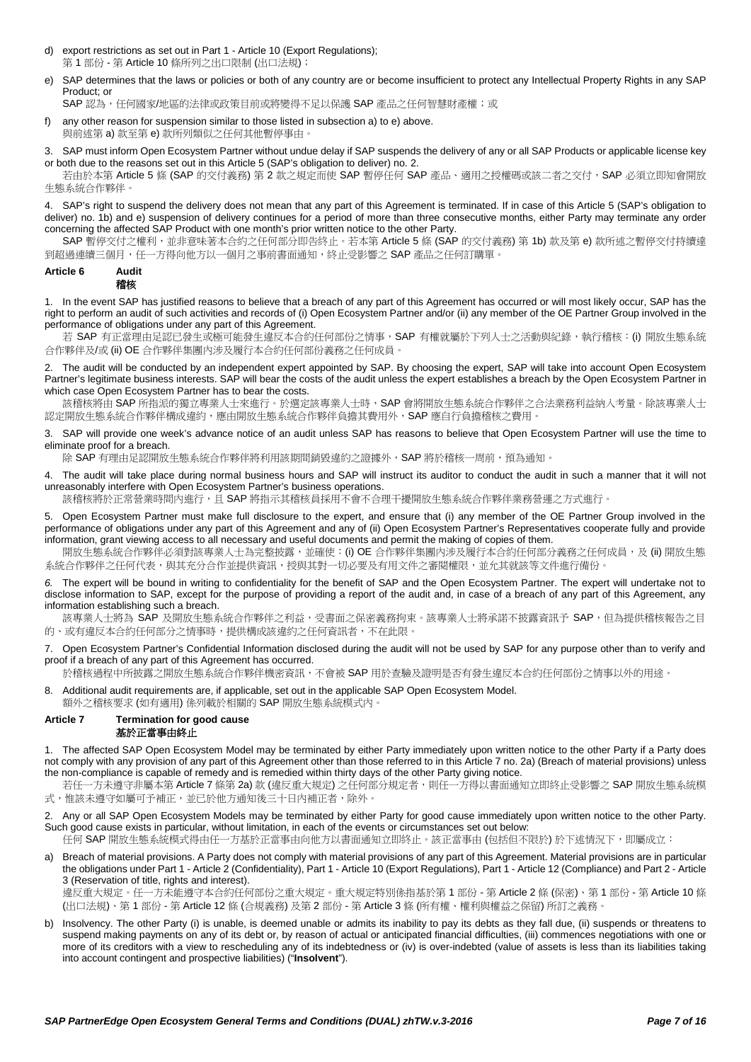d) export restrictions as set out in Part 1 - Article 10 (Export Regulations);
   第 1 部份 - 第 Article 10 條所列之出口限制 (出口法規)；

e) SAP determines that the laws or policies or both of any country are or become insufficient to protect any Intellectual Property Rights in any SAP Product; or
   SAP 認為，任何國家/地區的法律或政策目前或將變得不足以保護 SAP 產品之任何智慧財產權；或

f) any other reason for suspension similar to those listed in subsection a) to e) above.
   與前述第 a) 款至第 e) 款所列類似之任何其他暫停事由。

3. SAP must inform Open Ecosystem Partner without undue delay if SAP suspends the delivery of any or all SAP Products or applicable license key or both due to the reasons set out in this Article 5 (SAP's obligation to deliver) no. 2.
   若由於本第 Article 5 條 (SAP 的交付義務) 第 2 款之規定而使 SAP 暫停任何 SAP 產品、適用之授權碼或該二者之交付，SAP 必須立即知會開放生態系統合作夥伴。

4. SAP's right to suspend the delivery does not mean that any part of this Agreement is terminated. If in case of this Article 5 (SAP's obligation to deliver) no. 1b) and e) suspension of delivery continues for a period of more than three consecutive months, either Party may terminate any order concerning the affected SAP Product with one month's prior written notice to the other Party.
   SAP 暫停交付之權利，並非意味著本合約之任何部分即告終止。若本第 Article 5 條 (SAP 的交付義務) 第 1b) 款及第 e) 款所述之暫停交付持續達到超過連續三個月，任一方得向他方以一個月之事前書面通知，終止受影響之 SAP 產品之任何訂購單。

## Article 6 Audit
## 稽核

1. In the event SAP has justified reasons to believe that a breach of any part of this Agreement has occurred or will most likely occur, SAP has the right to perform an audit of such activities and records of (i) Open Ecosystem Partner and/or (ii) any member of the OE Partner Group involved in the performance of obligations under any part of this Agreement.
   若 SAP 有正當理由足認已發生或極可能發生違反本合約任何部分之情事，SAP 有權就屬於下列人士之活動與紀錄，執行稽核：(i) 開放生態系統合作夥伴及/或 (ii) OE 合作夥伴集團內涉及履行本合約任何部份義務之任何成員。

2. The audit will be conducted by an independent expert appointed by SAP. By choosing the expert, SAP will take into account Open Ecosystem Partner's legitimate business interests. SAP will bear the costs of the audit unless the expert establishes a breach by the Open Ecosystem Partner in which case Open Ecosystem Partner has to bear the costs.
   該稽核將由 SAP 所指派的獨立專業人士來進行。於選定該專業人士時，SAP 會將開放生態系統合作夥伴之合法業務利益納入考量。除該專業人士認定開放生態系統合作夥伴構成違約，應由開放生態系統合作夥伴負擔其費用外，SAP 應自行負擔稽核之費用。

3. SAP will provide one week's advance notice of an audit unless SAP has reasons to believe that Open Ecosystem Partner will use the time to eliminate proof for a breach.
   除 SAP 有理由足認開放生態系統合作夥伴將利用該期間銷毀違約之證據外，SAP 將於稽核一周前，預為通知。

4. The audit will take place during normal business hours and SAP will instruct its auditor to conduct the audit in such a manner that it will not unreasonably interfere with Open Ecosystem Partner's business operations.
   該稽核將於正常營業時間內進行，且 SAP 將指示其稽核員採用不會不合理干擾開放生態系統合作夥伴業務營運之方式進行。

5. Open Ecosystem Partner must make full disclosure to the expert, and ensure that (i) any member of the OE Partner Group involved in the performance of obligations under any part of this Agreement and any of (ii) Open Ecosystem Partner's Representatives cooperate fully and provide information, grant viewing access to all necessary and useful documents and permit the making of copies of them.
   開放生態系統合作夥伴必須對該專業人士為完整披露，並確使：(i) OE 合作夥伴集團內涉及履行本合約任何部分義務之任何成員，及 (ii) 開放生態系統合作夥伴之任何代表，與其充分合作並提供資訊，授與其對一切必要及有用文件之審閱權限，並允其就該等文件進行備份。

6. The expert will be bound in writing to confidentiality for the benefit of SAP and the Open Ecosystem Partner. The expert will undertake not to disclose information to SAP, except for the purpose of providing a report of the audit and, in case of a breach of any part of this Agreement, any information establishing such a breach.
   該專業人士將為 SAP 及開放生態系統合作夥伴之利益，受書面之保密義務拘束。該專業人士將承諾不披露資訊予 SAP，但為提供稽核報告之目的、或有違反本合約任何部分之情事時，提供構成該違約之任何資訊者，不在此限。

7. Open Ecosystem Partner's Confidential Information disclosed during the audit will not be used by SAP for any purpose other than to verify and proof if a breach of any part of this Agreement has occurred.
   於稽核過程中所披露之開放生態系統合作夥伴機密資訊，不會被 SAP 用於查驗及證明是否有發生違反本合約任何部分之情事以外的用途。

8. Additional audit requirements are, if applicable, set out in the applicable SAP Open Ecosystem Model.
   額外之稽核要求 (如有適用) 係列載於相關的 SAP 開放生態系統模式內。

## Article 7 Termination for good cause
## 基於正當事由終止

1. The affected SAP Open Ecosystem Model may be terminated by either Party immediately upon written notice to the other Party if a Party does not comply with any provision of any part of this Agreement other than those referred to in this Article 7 no. 2a) (Breach of material provisions) unless the non-compliance is capable of remedy and is remedied within thirty days of the other Party giving notice.
   若任一方未遵守非屬本第 Article 7 條第 2a) 款 (違反重大規定) 之任何部分規定者，則任一方得以書面通知立即終止受影響之 SAP 開放生態系統模式，惟該未遵守如屬可予補正，並已於他方通知後三十日內補正者，除外。

2. Any or all SAP Open Ecosystem Models may be terminated by either Party for good cause immediately upon written notice to the other Party. Such good cause exists in particular, without limitation, in each of the events or circumstances set out below:
   任何 SAP 開放生態系統模式得由任一方基於正當事由向他方以書面通知立即終止。該正當事由 (包括但不限於) 於下述情況下，即屬成立：

a) Breach of material provisions. A Party does not comply with material provisions of any part of this Agreement. Material provisions are in particular the obligations under Part 1 - Article 2 (Confidentiality), Part 1 - Article 10 (Export Regulations), Part 1 - Article 12 (Compliance) and Part 2 - Article 3 (Reservation of title, rights and interest).
   違反重大規定。任一方未能遵守本合約任何部分之重大規定。重大規定特別係指基於第 1 部份 - 第 Article 2 條 (保密)、第 1 部份 - 第 Article 10 條 (出口法規)、第 1 部份 - 第 Article 12 條 (合規義務) 及第 2 部份 - 第 Article 3 條 (所有權、權利與權益之保留) 所訂之義務。

b) Insolvency. The other Party (i) is unable, is deemed unable or admits its inability to pay its debts as they fall due, (ii) suspends or threatens to suspend making payments on any of its debt or, by reason of actual or anticipated financial difficulties, (iii) commences negotiations with one or more of its creditors with a view to rescheduling any of its indebtedness or (iv) is over-indebted (value of assets is less than its liabilities taking into account contingent and prospective liabilities) ("**Insolvent**").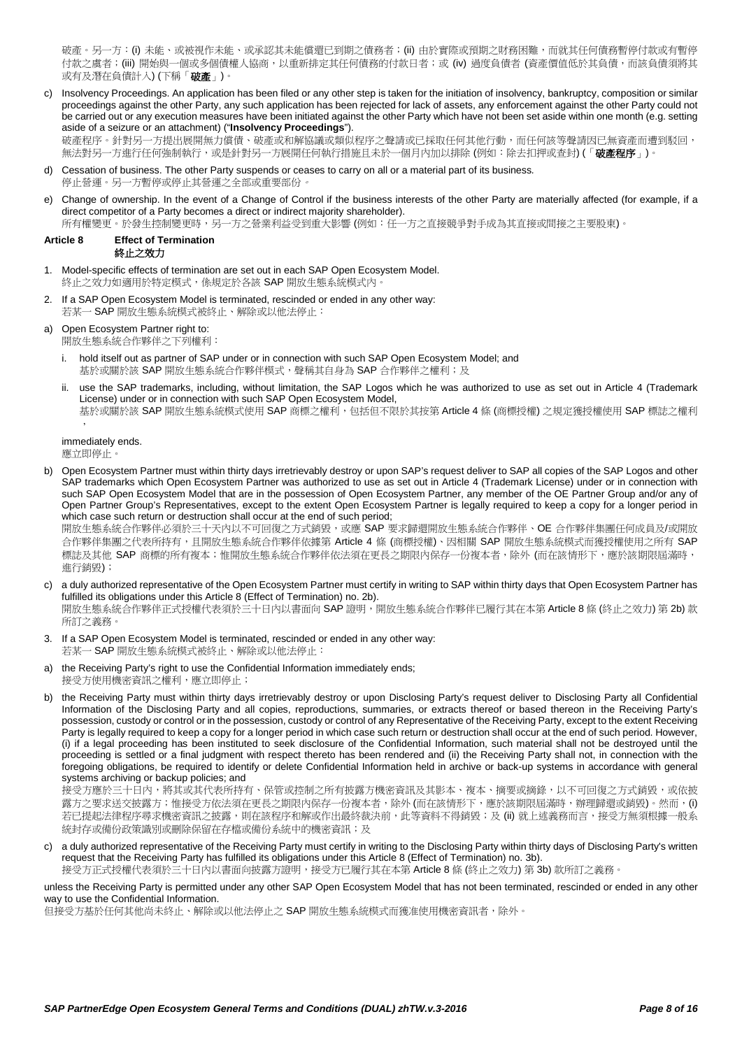破產。另一方：(i) 未能、或被視作未能、或承認其未能償還已到期之債務者；(ii) 由於實際或預期之財務困難，而就其任何債務暫停付款或有暫停付款之虞者；(iii) 開始與一個或多個債權人協商，以重新排定其任何債務的付款日者；或 (iv) 過度負債者 (資產價值低於其負債，而該負債須將其或有及潛在負債計入) (下稱「**破產**」)。

c) Insolvency Proceedings. An application has been filed or any other step is taken for the initiation of insolvency, bankruptcy, composition or similar proceedings against the other Party, any such application has been rejected for lack of assets, any enforcement against the other Party could not be carried out or any execution measures have been initiated against the other Party which have not been set aside within one month (e.g. setting aside of a seizure or an attachment) ("**Insolvency Proceedings**").
破產程序。針對另一方提出展開無力償債、破產或和解協議或類似程序之聲請或已採取任何其他行動，而任何該等聲請因已無資產而遭到駁回，無法對另一方進行任何強制執行，或是針對另一方展開任何執行措施且未於一個月內加以排除 (例如：除去扣押或查封) (「**破產程序**」)。

d) Cessation of business. The other Party suspends or ceases to carry on all or a material part of its business.
停止營運。另一方暫停或停止其營運之全部或重要部份。

e) Change of ownership. In the event of a Change of Control if the business interests of the other Party are materially affected (for example, if a direct competitor of a Party becomes a direct or indirect majority shareholder).
所有權變更。於發生控制變更時，另一方之營業利益受到重大影響 (例如：任一方之直接競爭對手成為其直接或間接之主要股東)。

**Article 8 Effect of Termination**
**終止之效力**

1. Model-specific effects of termination are set out in each SAP Open Ecosystem Model.
終止之效力如適用於特定模式，係規定於各該 SAP 開放生態系統模式內。

2. If a SAP Open Ecosystem Model is terminated, rescinded or ended in any other way:
若某一 SAP 開放生態系統模式被終止、解除或以他法停止：

a) Open Ecosystem Partner right to:
開放生態系統合作夥伴之下列權利：

   i. hold itself out as partner of SAP under or in connection with such SAP Open Ecosystem Model; and
   基於或關於該 SAP 開放生態系統合作夥伴模式，聲稱其自身為 SAP 合作夥伴之權利；及

   ii. use the SAP trademarks, including, without limitation, the SAP Logos which he was authorized to use as set out in Article 4 (Trademark License) under or in connection with such SAP Open Ecosystem Model,
   基於或關於該 SAP 開放生態系統模式使用 SAP 商標之權利，包括但不限於其按第 Article 4 條 (商標授權) 之規定獲授權使用 SAP 標誌之權利，

immediately ends.
應立即停止。

b) Open Ecosystem Partner must within thirty days irretrievably destroy or upon SAP's request deliver to SAP all copies of the SAP Logos and other SAP trademarks which Open Ecosystem Partner was authorized to use as set out in Article 4 (Trademark License) under or in connection with such SAP Open Ecosystem Model that are in the possession of Open Ecosystem Partner, any member of the OE Partner Group and/or any of Open Partner Group's Representatives, except to the extent Open Ecosystem Partner is legally required to keep a copy for a longer period in which case such return or destruction shall occur at the end of such period;
開放生態系統合作夥伴必須於三十天內以不可回復之方式銷毀，或應 SAP 要求歸還開放生態系統合作夥伴、OE 合作夥伴集團任何成員及/或開放合作夥伴集團之代表所持有，且開放生態系統合作夥伴依據第 Article 4 條 (商標授權)、因相關 SAP 開放生態系統模式而獲授權使用之所有 SAP 標誌及其他 SAP 商標的所有複本；惟開放生態系統合作夥伴依法須在更長之期限內保存一份複本者，除外 (而在該情形下，應於該期限屆滿時，進行銷毀)；

c) a duly authorized representative of the Open Ecosystem Partner must certify in writing to SAP within thirty days that Open Ecosystem Partner has fulfilled its obligations under this Article 8 (Effect of Termination) no. 2b).
開放生態系統合作夥伴正式授權代表須於三十日內以書面向 SAP 證明，開放生態系統合作夥伴已履行其在本第 Article 8 條 (終止之效力) 第 2b) 款所訂之義務。

3. If a SAP Open Ecosystem Model is terminated, rescinded or ended in any other way:
若某一 SAP 開放生態系統模式被終止、解除或以他法停止：

a) the Receiving Party's right to use the Confidential Information immediately ends;
接受方使用機密資訊之權利，應立即停止；

b) the Receiving Party must within thirty days irretrievably destroy or upon Disclosing Party's request deliver to Disclosing Party all Confidential Information of the Disclosing Party and all copies, reproductions, summaries, or extracts thereof or based thereon in the Receiving Party's possession, custody or control or in the possession, custody or control of any Representative of the Receiving Party, except to the extent Receiving Party is legally required to keep a copy for a longer period in which case such return or destruction shall occur at the end of such period. However, (i) if a legal proceeding has been instituted to seek disclosure of the Confidential Information, such material shall not be destroyed until the proceeding is settled or a final judgment with respect thereto has been rendered and (ii) the Receiving Party shall not, in connection with the foregoing obligations, be required to identify or delete Confidential Information held in archive or back-up systems in accordance with general systems archiving or backup policies; and
接受方應於三十日內，將其或其代表所持有、保管或控制之所有披露方機密資訊及其影本、複本、摘要或摘錄，以不可回復之方式銷毀，或依披露方之要求送交披露方；惟接受方依法須在更長之期限內保存一份複本者，除外 (而在該情形下，應於該期限屆滿時，辦理歸還或銷毀)。然而，(i) 若已提起法律程序尋求機密資訊之披露，則在該程序和解或作出最終裁決前，此等資料不得銷毀；及 (ii) 就上述義務而言，接受方無須根據一般系統封存或備份政策識別或刪除保留在存檔或備份系統中的機密資訊；及

c) a duly authorized representative of the Receiving Party must certify in writing to the Disclosing Party within thirty days of Disclosing Party's written request that the Receiving Party has fulfilled its obligations under this Article 8 (Effect of Termination) no. 3b).
接受方正式授權代表須於三十日內以書面向披露方證明，接受方已履行其在本第 Article 8 條 (終止之效力) 第 3b) 款所訂之義務。

unless the Receiving Party is permitted under any other SAP Open Ecosystem Model that has not been terminated, rescinded or ended in any other way to use the Confidential Information.
但接受方基於任何其他尚未終止、解除或以他法停止之 SAP 開放生態系統模式而獲准使用機密資訊者，除外。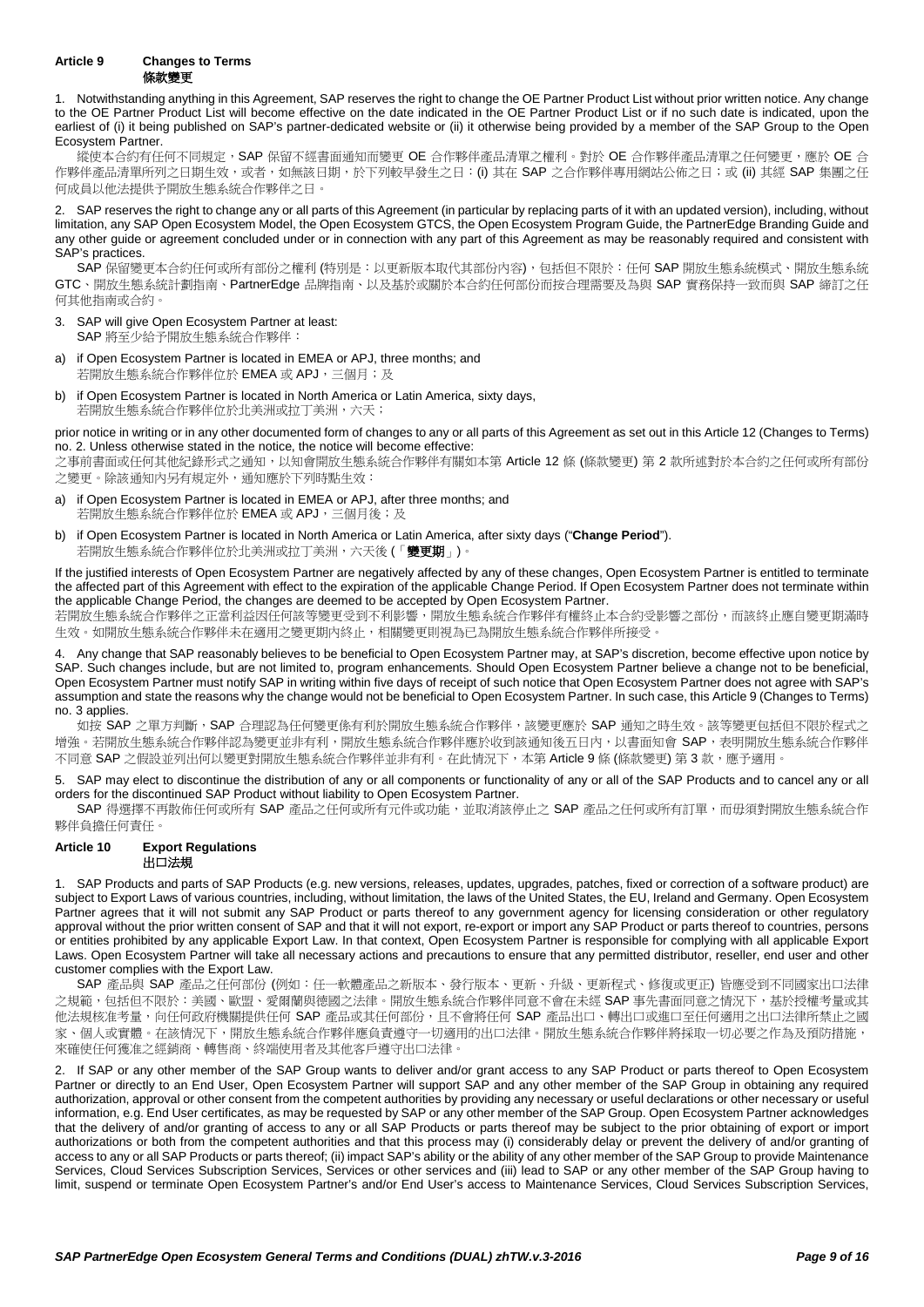## Article 9 Changes to Terms
## 條款變更

1. Notwithstanding anything in this Agreement, SAP reserves the right to change the OE Partner Product List without prior written notice. Any change to the OE Partner Product List will become effective on the date indicated in the OE Partner Product List or if no such date is indicated, upon the earliest of (i) it being published on SAP's partner-dedicated website or (ii) it otherwise being provided by a member of the SAP Group to the Open Ecosystem Partner.

縱使本合約有任何不同規定，SAP 保留不經書面通知而變更 OE 合作夥伴產品清單之權利。對於 OE 合作夥伴產品清單之任何變更，應於 OE 合作夥伴產品清單所列之日期生效，或者，如無該日期，於下列較早發生之日：(i) 其在 SAP 之合作夥伴專用網站公佈之日；或 (ii) 其經 SAP 集團之任何成員以他法提供予開放生態系統合作夥伴之日。

2. SAP reserves the right to change any or all parts of this Agreement (in particular by replacing parts of it with an updated version), including, without limitation, any SAP Open Ecosystem Model, the Open Ecosystem GTCS, the Open Ecosystem Program Guide, the PartnerEdge Branding Guide and any other guide or agreement concluded under or in connection with any part of this Agreement as may be reasonably required and consistent with SAP's practices.

SAP 保留變更本合約任何或所有部份之權利 (特別是：以更新版本取代其部份內容)，包括但不限於：任何 SAP 開放生態系統模式、開放生態系統 GTC、開放生態系統計劃指南、PartnerEdge 品牌指南、以及基於或關於本合約任何部份而按合理需要及為與 SAP 實務保持一致而與 SAP 締訂之任何其他指南或合約。

3. SAP will give Open Ecosystem Partner at least:
SAP 將至少給予開放生態系統合作夥伴：

a) if Open Ecosystem Partner is located in EMEA or APJ, three months; and
若開放生態系統合作夥伴位於 EMEA 或 APJ，三個月；及

b) if Open Ecosystem Partner is located in North America or Latin America, sixty days,
若開放生態系統合作夥伴位於北美洲或拉丁美洲，六天；

prior notice in writing or in any other documented form of changes to any or all parts of this Agreement as set out in this Article 12 (Changes to Terms) no. 2. Unless otherwise stated in the notice, the notice will become effective:
之事前書面或任何其他紀錄形式之通知，以知會開放生態系統合作夥伴有關如本第 Article 12 條 (條款變更) 第 2 款所述對於本合約之任何或所有部份之變更。除該通知內另有規定外，通知應於下列時點生效：

a) if Open Ecosystem Partner is located in EMEA or APJ, after three months; and
若開放生態系統合作夥伴位於 EMEA 或 APJ，三個月後；及

b) if Open Ecosystem Partner is located in North America or Latin America, after sixty days ("**Change Period**").
若開放生態系統合作夥伴位於北美洲或拉丁美洲，六天後 (「**變更期**」)。

If the justified interests of Open Ecosystem Partner are negatively affected by any of these changes, Open Ecosystem Partner is entitled to terminate the affected part of this Agreement with effect to the expiration of the applicable Change Period. If Open Ecosystem Partner does not terminate within the applicable Change Period, the changes are deemed to be accepted by Open Ecosystem Partner.
若開放生態系統合作夥伴之正當利益因任何該等變更受到不利影響，開放生態系統合作夥伴有權終止本合約受影響之部份，而該終止應自變更期滿時生效。如開放生態系統合作夥伴未在適用之變更期內終止，相關變更則視為已為開放生態系統合作夥伴所接受。

4. Any change that SAP reasonably believes to be beneficial to Open Ecosystem Partner may, at SAP's discretion, become effective upon notice by SAP. Such changes include, but are not limited to, program enhancements. Should Open Ecosystem Partner believe a change not to be beneficial, Open Ecosystem Partner must notify SAP in writing within five days of receipt of such notice that Open Ecosystem Partner does not agree with SAP's assumption and state the reasons why the change would not be beneficial to Open Ecosystem Partner. In such case, this Article 9 (Changes to Terms) no. 3 applies.

如按 SAP 之單方判斷，SAP 合理認為任何變更係有利於開放生態系統合作夥伴，該變更應於 SAP 通知之時生效。該等變更包括但不限於程式之增強。若開放生態系統合作夥伴認為變更並非有利，開放生態系統合作夥伴應於收到該通知後五日內，以書面知會 SAP，表明開放生態系統合作夥伴不同意 SAP 之假設並列出何以變更對開放生態系統合作夥伴並非有利。在此情況下，本第 Article 9 條 (條款變更) 第 3 款，應予適用。

5. SAP may elect to discontinue the distribution of any or all components or functionality of any or all of the SAP Products and to cancel any or all orders for the discontinued SAP Product without liability to Open Ecosystem Partner.

SAP 得選擇不再散佈任何或所有 SAP 產品之任何或所有元件或功能，並取消該停止之 SAP 產品之任何或所有訂單，而毋須對開放生態系統合作夥伴負擔任何責任。

## Article 10 Export Regulations
## 出口法規

1. SAP Products and parts of SAP Products (e.g. new versions, releases, updates, upgrades, patches, fixed or correction of a software product) are subject to Export Laws of various countries, including, without limitation, the laws of the United States, the EU, Ireland and Germany. Open Ecosystem Partner agrees that it will not submit any SAP Product or parts thereof to any government agency for licensing consideration or other regulatory approval without the prior written consent of SAP and that it will not export, re-export or import any SAP Product or parts thereof to countries, persons or entities prohibited by any applicable Export Law. In that context, Open Ecosystem Partner is responsible for complying with all applicable Export Laws. Open Ecosystem Partner will take all necessary actions and precautions to ensure that any permitted distributor, reseller, end user and other customer complies with the Export Law.

SAP 產品與 SAP 產品之任何部份 (例如：任一軟體產品之新版本、發行版本、更新、升級、更新程式、修復或更正) 皆應受到不同國家出口法律之規範，包括但不限於：美國、歐盟、愛爾蘭與德國之法律。開放生態系統合作夥伴同意不會在未經 SAP 事先書面同意之情況下，基於授權考量或其他法規核准考量，向任何政府機關提供任何 SAP 產品或其任何部份，且不會將任何 SAP 產品出口、轉出口或進口至任何適用之出口法律所禁止之國家、個人或實體。在該情況下，開放生態系統合作夥伴應負責遵守一切適用的出口法律。開放生態系統合作夥伴將採取一切必要之作為及預防措施，來確使任何獲准之經銷商、轉售商、終端使用者及其他客戶遵守出口法律。

2. If SAP or any other member of the SAP Group wants to deliver and/or grant access to any SAP Product or parts thereof to Open Ecosystem Partner or directly to an End User, Open Ecosystem Partner will support SAP and any other member of the SAP Group in obtaining any required authorization, approval or other consent from the competent authorities by providing any necessary or useful declarations or other necessary or useful information, e.g. End User certificates, as may be requested by SAP or any other member of the SAP Group. Open Ecosystem Partner acknowledges that the delivery of and/or granting of access to any or all SAP Products or parts thereof may be subject to the prior obtaining of export or import authorizations or both from the competent authorities and that this process may (i) considerably delay or prevent the delivery of and/or granting of access to any or all SAP Products or parts thereof; (ii) impact SAP's ability or the ability of any other member of the SAP Group to provide Maintenance Services, Cloud Services Subscription Services, Services or other services and (iii) lead to SAP or any other member of the SAP Group having to limit, suspend or terminate Open Ecosystem Partner's and/or End User's access to Maintenance Services, Cloud Services Subscription Services,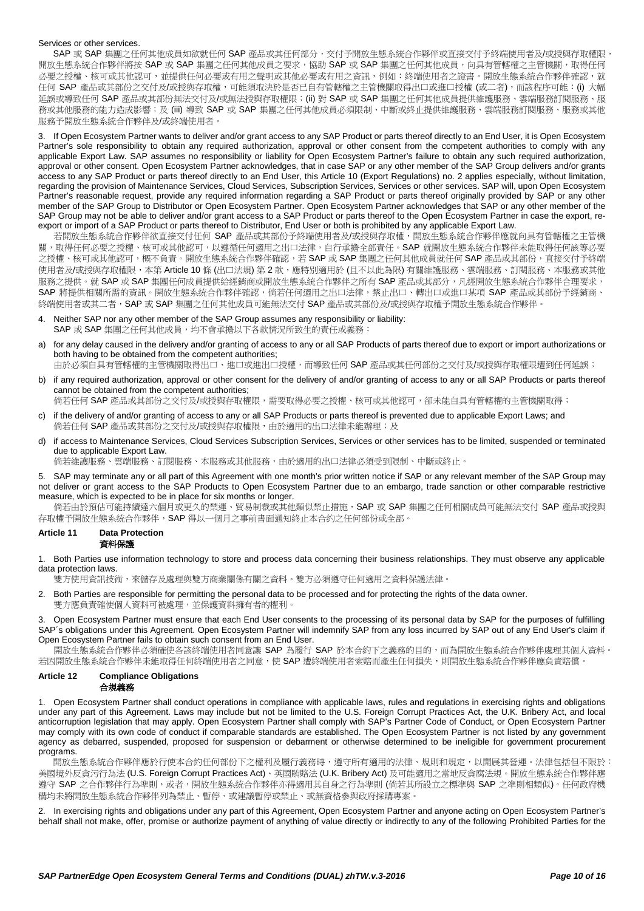Services or other services.

SAP 或 SAP 集團之任何其他成員如欲就任何 SAP 產品或其任何部分，交付予開放生態系統合作夥伴或直接交付予終端使用者及/或授與存取權限，開放生態系統合作夥伴將按 SAP 或 SAP 集團之任何其他成員之要求，協助 SAP 或 SAP 集團之任何其他成員，向具有管轄權之主管機關，取得任何必要之授權、核可或其他認可，並提供任何必要或有用之聲明或其他必要或有用之資訊，例如：終端使用者之證書。開放生態系統合作夥伴確認，就任何 SAP 產品或其部分之交付及/或授與存取權，可能取決於是否已自有管轄權之主管機關取得出口或進口授權 (或二者)，而該程序可能：(i) 大幅延誤或導致任何 SAP 產品或其部份無法交付及/或無法授與存取權限；(ii) 對 SAP 或 SAP 集團之任何其他成員提供維護服務、雲端服務訂閱服務、服務或其他服務的能力造成影響；及 (iii) 導致 SAP 或 SAP 集團之任何其他成員必須限制、中斷或終止提供維護服務、雲端服務訂閱服務、服務或其他服務予開放生態系統合作夥伴及/或終端使用者。

3. If Open Ecosystem Partner wants to deliver and/or grant access to any SAP Product or parts thereof directly to an End User, it is Open Ecosystem Partner's sole responsibility to obtain any required authorization, approval or other consent from the competent authorities to comply with any applicable Export Law. SAP assumes no responsibility or liability for Open Ecosystem Partner's failure to obtain any such required authorization, approval or other consent. Open Ecosystem Partner acknowledges, that in case SAP or any other member of the SAP Group delivers and/or grants access to any SAP Product or parts thereof directly to an End User, this Article 10 (Export Regulations) no. 2 applies especially, without limitation, regarding the provision of Maintenance Services, Cloud Services, Subscription Services, Services or other services. SAP will, upon Open Ecosystem Partner's reasonable request, provide any required information regarding a SAP Product or parts thereof originally provided by SAP or any other member of the SAP Group to Distributor or Open Ecosystem Partner. Open Ecosystem Partner acknowledges that SAP or any other member of the SAP Group may not be able to deliver and/or grant access to a SAP Product or parts thereof to the Open Ecosystem Partner in case the export, re-export or import of a SAP Product or parts thereof to Distributor, End User or both is prohibited by any applicable Export Law.

若開放生態系統合作夥伴欲直接交付任何 SAP 產品或其部份予終端使用者及/或授與存取權，開放生態系統合作夥伴應就向具有管轄權之主管機關，取得任何必要之授權、核可或其他認可，以遵循任何適用之出口法律，自行承擔全部責任。SAP 就開放生態系統合作夥伴未能取得任何該等必要之授權、核可或其他認可，概不負責。開放生態系統合作夥伴確認，若 SAP 或 SAP 集團之任何其他成員就任何 SAP 產品或其部分，直接交付予終端使用者及/或授與存取權限，本第 Article 10 條 (出口法規) 第 2 款，應特別適用於 (且不以此為限) 有關維護服務、雲端服務、訂閱服務、本服務或其他服務之提供。就 SAP 或 SAP 集團任何成員提供給經銷商或開放生態系統合作夥伴之所有 SAP 產品或其部分，凡經開放生態系統合作夥伴合理要求，SAP 將提供相關所需的資訊。開放生態系統合作夥伴確認，倘若任何適用之出口法律，禁止出口、轉出口或進口某項 SAP 產品或其部分予經銷商、終端使用者或其二者，SAP 或 SAP 集團之任何其他成員可能無法交付 SAP 產品或其部份及/或授與存取權予開放生態系統合作夥伴。

4. Neither SAP nor any other member of the SAP Group assumes any responsibility or liability:
   SAP 或 SAP 集團之任何其他成員，均不會承擔以下各款情況所致生的責任或義務：

a) for any delay caused in the delivery and/or granting of access to any or all SAP Products of parts thereof due to export or import authorizations or both having to be obtained from the competent authorities;
   由於必須自具有管轄權的主管機關取得出口、進口或進出口授權，而導致任何 SAP 產品或其任何部分之交付及/或授與存取權限遭到任何延誤；

b) if any required authorization, approval or other consent for the delivery of and/or granting of access to any or all SAP Products or parts thereof cannot be obtained from the competent authorities;
   倘若任何 SAP 產品或其部分之交付及/或授與存取權限，需要取得必要之授權、核可或其他認可，卻未能自具有管轄權的主管機關取得；

c) if the delivery of and/or granting of access to any or all SAP Products or parts thereof is prevented due to applicable Export Laws; and
   倘若任何 SAP 產品或其部分之交付及/或授與存取權限，由於適用的出口法律未能辦理；及

d) if access to Maintenance Services, Cloud Services Subscription Services, Services or other services has to be limited, suspended or terminated due to applicable Export Law.
   倘若維護服務、雲端服務、訂閱服務、本服務或其他服務，由於適用的出口法律必須受到限制、中斷或終止。

5. SAP may terminate any or all part of this Agreement with one month's prior written notice if SAP or any relevant member of the SAP Group may not deliver or grant access to the SAP Products to Open Ecosystem Partner due to an embargo, trade sanction or other comparable restrictive measure, which is expected to be in place for six months or longer.

倘若由於預估可能持續達六個月或更久的禁運、貿易制裁或其他類似禁止措施，SAP 或 SAP 集團之任何相關成員可能無法交付 SAP 產品或授與存取權予開放生態系統合作夥伴，SAP 得以一個月之事前書面通知終止本合約之任何部份或全部。

## Article 11 Data Protection
## 資料保護

1. Both Parties use information technology to store and process data concerning their business relationships. They must observe any applicable data protection laws.
   雙方使用資訊技術，來儲存及處理與雙方商業關係有關之資料。雙方必須遵守任何適用之資料保護法律。

2. Both Parties are responsible for permitting the personal data to be processed and for protecting the rights of the data owner.
   雙方應負責確使個人資料可被處理，並保護資料擁有者的權利。

3. Open Ecosystem Partner must ensure that each End User consents to the processing of its personal data by SAP for the purposes of fulfilling SAP´s obligations under this Agreement. Open Ecosystem Partner will indemnify SAP from any loss incurred by SAP out of any End User's claim if Open Ecosystem Partner fails to obtain such consent from an End User.

開放生態系統合作夥伴必須確使各該終端使用者同意讓 SAP 為履行 SAP 於本合約下之義務的目的，而為開放生態系統合作夥伴處理其個人資料。若因開放生態系統合作夥伴未能取得任何終端使用者之同意，使 SAP 遭終端使用者索賠而產生任何損失，則開放生態系統合作夥伴應負責賠償。

## Article 12 Compliance Obligations
## 合規義務

1. Open Ecosystem Partner shall conduct operations in compliance with applicable laws, rules and regulations in exercising rights and obligations under any part of this Agreement. Laws may include but not be limited to the U.S. Foreign Corrupt Practices Act, the U.K. Bribery Act, and local anticorruption legislation that may apply. Open Ecosystem Partner shall comply with SAP's Partner Code of Conduct, or Open Ecosystem Partner may comply with its own code of conduct if comparable standards are established. The Open Ecosystem Partner is not listed by any government agency as debarred, suspended, proposed for suspension or debarment or otherwise determined to be ineligible for government procurement programs.

開放生態系統合作夥伴應於行使本合約任何部份下之權利及履行義務時，遵守所有適用的法律、規則和規定，以開展其營運。法律包括但不限於：美國境外反貪污行為法 (U.S. Foreign Corrupt Practices Act)、英國賄賂法 (U.K. Bribery Act) 及可能適用之當地反貪腐法規。開放生態系統合作夥伴應遵守 SAP 之合作夥伴行為準則，或者，開放生態系統合作夥伴亦得適用其自身之行為準則 (倘若其所設立之標準與 SAP 之準則相類似)。任何政府機構均未將開放生態系統合作夥伴列為禁止、暫停、或建議暫停或禁止、或無資格參與政府採購專案。

2. In exercising rights and obligations under any part of this Agreement, Open Ecosystem Partner and anyone acting on Open Ecosystem Partner's behalf shall not make, offer, promise or authorize payment of anything of value directly or indirectly to any of the following Prohibited Parties for the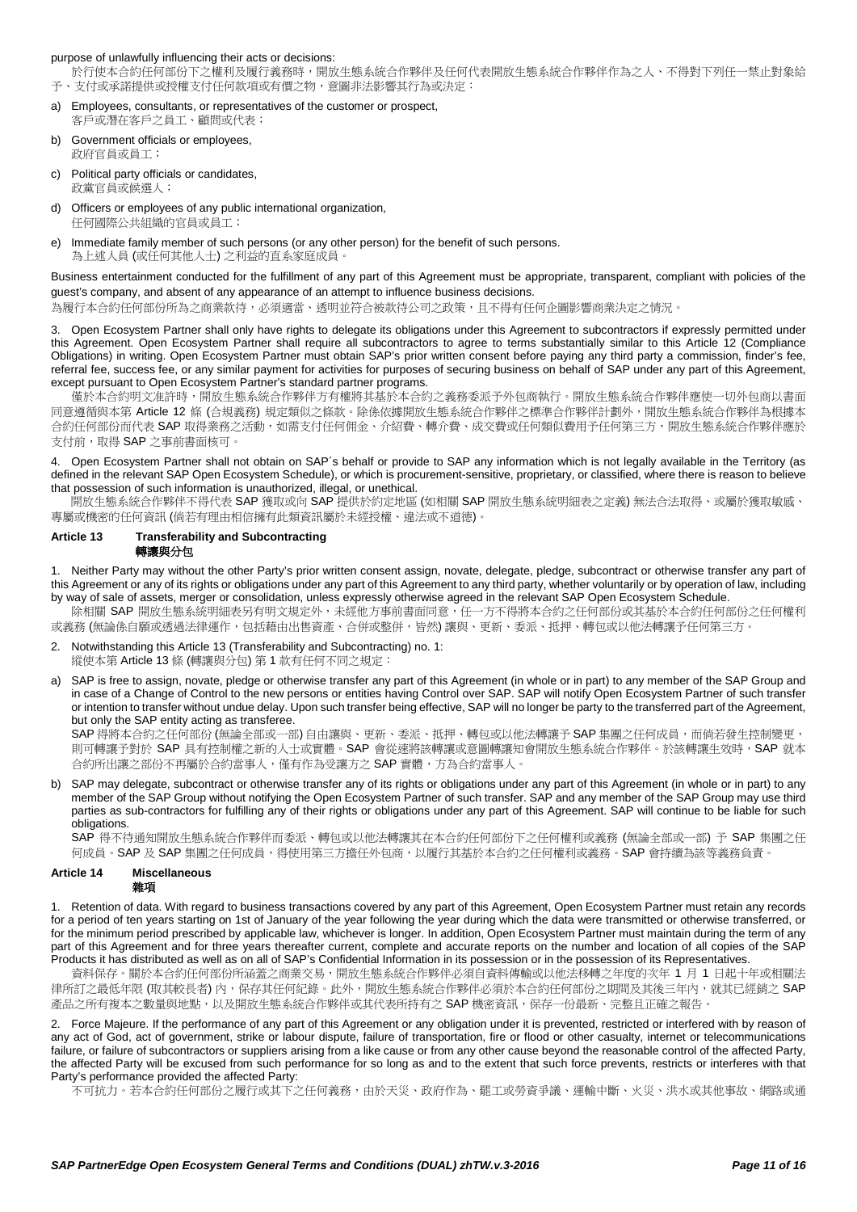purpose of unlawfully influencing their acts or decisions:
於行使本合約任何部份下之權利及履行義務時，開放生態系統合作夥伴及任何代表開放生態系統合作夥伴作為之人、不得對下列任一禁止對象給予、支付或承諾提供或授權支付任何款項或有價之物，意圖非法影響其行為或決定：

a) Employees, consultants, or representatives of the customer or prospect,
客戶或潛在客戶之員工、顧問或代表；

b) Government officials or employees,
政府官員或員工；

c) Political party officials or candidates,
政黨官員或候選人；

d) Officers or employees of any public international organization,
任何國際公共組織的官員或員工；

e) Immediate family member of such persons (or any other person) for the benefit of such persons.
為上述人員 (或任何其他人士) 之利益的直系家庭成員。

Business entertainment conducted for the fulfillment of any part of this Agreement must be appropriate, transparent, compliant with policies of the guest's company, and absent of any appearance of an attempt to influence business decisions.
為履行本合約任何部份所為之商業款待，必須適當、透明並符合被款待公司之政策，且不得有任何企圖影響商業決定之情況。

3. Open Ecosystem Partner shall only have rights to delegate its obligations under this Agreement to subcontractors if expressly permitted under this Agreement. Open Ecosystem Partner shall require all subcontractors to agree to terms substantially similar to this Article 12 (Compliance Obligations) in writing. Open Ecosystem Partner must obtain SAP's prior written consent before paying any third party a commission, finder's fee, referral fee, success fee, or any similar payment for activities for purposes of securing business on behalf of SAP under any part of this Agreement, except pursuant to Open Ecosystem Partner's standard partner programs.
僅於本合約明文准許時，開放生態系統合作夥伴方有權將其基於本合約之義務委派予外包商執行。開放生態系統合作夥伴應使一切外包商以書面同意遵循與本第 Article 12 條 (合規義務) 規定類似之條款。除係依據開放生態系統合作夥伴之標準合作夥伴計劃外，開放生態系統合作夥伴為根據本合約任何部份而代表 SAP 取得業務之活動，如需支付任何佣金、介紹費、轉介費、成交費或任何類似費用予任何第三方，開放生態系統合作夥伴應於支付前，取得 SAP 之事前書面核可。

4. Open Ecosystem Partner shall not obtain on SAP´s behalf or provide to SAP any information which is not legally available in the Territory (as defined in the relevant SAP Open Ecosystem Schedule), or which is procurement-sensitive, proprietary, or classified, where there is reason to believe that possession of such information is unauthorized, illegal, or unethical.
開放生態系統合作夥伴不得代表 SAP 獲取或向 SAP 提供於約定地區 (如相關 SAP 開放生態系統明細表之定義) 無法合法取得、或屬於獲取敏感、專屬或機密的任何資訊 (倘若有理由相信擁有此類資訊屬於未經授權、違法或不道德)。

## Article 13 Transferability and Subcontracting
## 轉讓與分包

1. Neither Party may without the other Party's prior written consent assign, novate, delegate, pledge, subcontract or otherwise transfer any part of this Agreement or any of its rights or obligations under any part of this Agreement to any third party, whether voluntarily or by operation of law, including by way of sale of assets, merger or consolidation, unless expressly otherwise agreed in the relevant SAP Open Ecosystem Schedule.
除相關 SAP 開放生態系統明細表另有明文規定外，未經他方事前書面同意，任一方不得將本合約之任何部份或其基於本合約任何部份之任何權利或義務 (無論係自願或透過法律運作，包括藉由出售資產、合併或整併，皆然) 讓與、更新、委派、抵押、轉包或以他法轉讓予任何第三方。

2. Notwithstanding this Article 13 (Transferability and Subcontracting) no. 1:
縱使本第 Article 13 條 (轉讓與分包) 第 1 款有任何不同之規定：

a) SAP is free to assign, novate, pledge or otherwise transfer any part of this Agreement (in whole or in part) to any member of the SAP Group and in case of a Change of Control to the new persons or entities having Control over SAP. SAP will notify Open Ecosystem Partner of such transfer or intention to transfer without undue delay. Upon such transfer being effective, SAP will no longer be party to the transferred part of the Agreement, but only the SAP entity acting as transferee.
SAP 得將本合約之任何部份 (無論全部或一部) 自由讓與、更新、委派、抵押、轉包或以他法轉讓予 SAP 集團之任何成員，而倘若發生控制變更，則可轉讓予對於 SAP 具有控制權之新的人士或實體。SAP 會從速將該轉讓或意圖轉讓知會開放生態系統合作夥伴。於該轉讓生效時，SAP 就本合約所出讓之部份不再屬於合約當事人，僅有作為受讓方之 SAP 實體，方為合約當事人。

b) SAP may delegate, subcontract or otherwise transfer any of its rights or obligations under any part of this Agreement (in whole or in part) to any member of the SAP Group without notifying the Open Ecosystem Partner of such transfer. SAP and any member of the SAP Group may use third parties as sub-contractors for fulfilling any of their rights or obligations under any part of this Agreement. SAP will continue to be liable for such obligations.
SAP 得不待通知開放生態系統合作夥伴而委派、轉包或以他法轉讓其在本合約任何部份下之任何權利或義務 (無論全部或一部) 予 SAP 集團之任何成員。SAP 及 SAP 集團之任何成員，得使用第三方擔任外包商，以履行其基於本合約之任何權利或義務。SAP 會持續為該等義務負責。

## Article 14 Miscellaneous
## 雜項

1. Retention of data. With regard to business transactions covered by any part of this Agreement, Open Ecosystem Partner must retain any records for a period of ten years starting on 1st of January of the year following the year during which the data were transmitted or otherwise transferred, or for the minimum period prescribed by applicable law, whichever is longer. In addition, Open Ecosystem Partner must maintain during the term of any part of this Agreement and for three years thereafter current, complete and accurate reports on the number and location of all copies of the SAP Products it has distributed as well as on all of SAP's Confidential Information in its possession or in the possession of its Representatives.
資料保存。關於本合約任何部份所涵蓋之商業交易，開放生態系統合作夥伴必須自資料傳輸或以他法移轉之年度的次年 1 月 1 日起十年或相關法律所訂之最低年限 (取其較長者) 內，保存其任何紀錄。此外，開放生態系統合作夥伴必須於本合約任何部份之期間及其後三年內，就其已經銷之 SAP 產品之所有複本之數量與地點，以及開放生態系統合作夥伴或其代表所持有之 SAP 機密資訊，保存一份最新、完整且正確之報告。

2. Force Majeure. If the performance of any part of this Agreement or any obligation under it is prevented, restricted or interfered with by reason of any act of God, act of government, strike or labour dispute, failure of transportation, fire or flood or other casualty, internet or telecommunications failure, or failure of subcontractors or suppliers arising from a like cause or from any other cause beyond the reasonable control of the affected Party, the affected Party will be excused from such performance for so long as and to the extent that such force prevents, restricts or interferes with that Party's performance provided the affected Party:
不可抗力。若本合約任何部份之履行或其下之任何義務，由於天災、政府作為、罷工或勞資爭議、運輸中斷、火災、洪水或其他事故、網路或通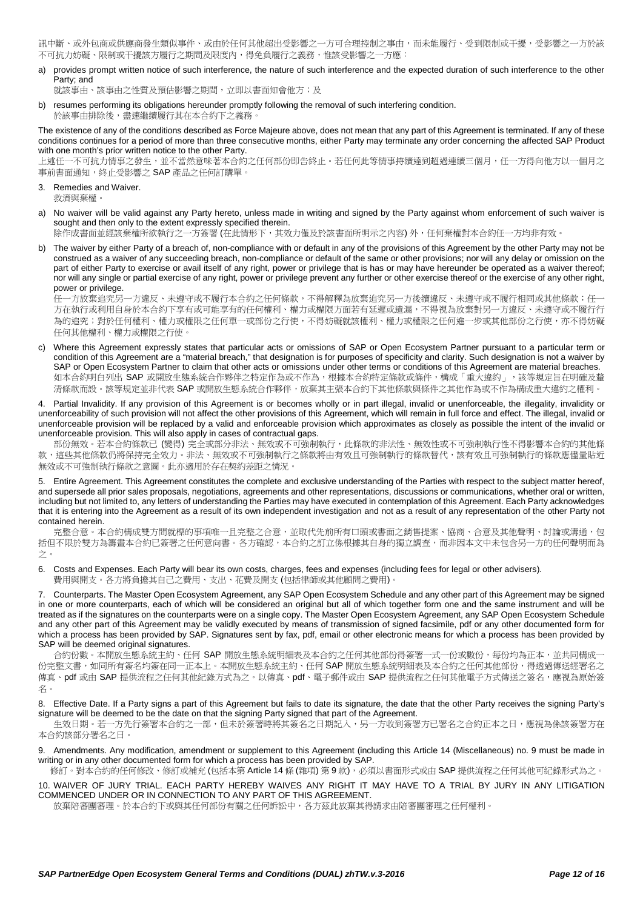訊中斷、或外包商或供應商發生類似事件、或由於任何其他超出受影響之一方可合理控制之事由，而未能履行、受到限制或干擾，受影響之一方於該不可抗力妨礙、限制或干擾該方履行之期間及限度內，得免負履行之義務，惟該受影響之一方應：

a) provides prompt written notice of such interference, the nature of such interference and the expected duration of such interference to the other Party; and
就該事由、該事由之性質及預估影響之期間，立即以書面知會他方；及

b) resumes performing its obligations hereunder promptly following the removal of such interfering condition.
於該事由排除後，盡速繼續履行其在本合約下之義務。

The existence of any of the conditions described as Force Majeure above, does not mean that any part of this Agreement is terminated. If any of these conditions continues for a period of more than three consecutive months, either Party may terminate any order concerning the affected SAP Product with one month's prior written notice to the other Party.
上述任一不可抗力情事之發生，並不當然意味著本合約之任何部份即告終止。若任何此等情事持續達到超過連續三個月，任一方得向他方以一個月之事前書面通知，終止受影響之 SAP 產品之任何訂購單。

3. Remedies and Waiver.
救濟與棄權。

a) No waiver will be valid against any Party hereto, unless made in writing and signed by the Party against whom enforcement of such waiver is sought and then only to the extent expressly specified therein.
除作成書面並經該棄權所欲執行之一方簽署 (在此情形下，其效力僅及於該書面所明示之內容) 外，任何棄權對本合約任一方均非有效。

b) The waiver by either Party of a breach of, non-compliance with or default in any of the provisions of this Agreement by the other Party may not be construed as a waiver of any succeeding breach, non-compliance or default of the same or other provisions; nor will any delay or omission on the part of either Party to exercise or avail itself of any right, power or privilege that is has or may have hereunder be operated as a waiver thereof; nor will any single or partial exercise of any right, power or privilege prevent any further or other exercise thereof or the exercise of any other right, power or privilege.
任一方放棄追究另一方違反、未遵守或不履行本合約之任何條款，不得解釋為放棄追究另一方後續違反、未遵守或不履行相同或其他條款；任一方在執行或利用自身於本合約下享有或可能享有的任何權利、權力或權限方面若有延遲或遺漏，不得視為放棄對另一方違反、未遵守或不履行行為的追究；對於任何權利、權力或權限之任何單一或部份之行使，不得妨礙就該權利、權力或權限之任何進一步或其他部份之行使，亦不得妨礙任何其他權利、權力或權限之行使。

c) Where this Agreement expressly states that particular acts or omissions of SAP or Open Ecosystem Partner pursuant to a particular term or condition of this Agreement are a "material breach," that designation is for purposes of specificity and clarity. Such designation is not a waiver by SAP or Open Ecosystem Partner to claim that other acts or omissions under other terms or conditions of this Agreement are material breaches.
如本合約明白列出 SAP 或開放生態系統合作夥伴之特定作為或不作為，根據本合約特定條款或條件，構成「重大違約」，該等規定旨在明確及釐清條款而設。該等規定並非代表 SAP 或開放生態系統合作夥伴，放棄其主張本合約下其他條款與條件之其他作為或不作為構成重大違約之權利。

4. Partial Invalidity. If any provision of this Agreement is or becomes wholly or in part illegal, invalid or unenforceable, the illegality, invalidity or unenforceability of such provision will not affect the other provisions of this Agreement, which will remain in full force and effect. The illegal, invalid or unenforceable provision will be replaced by a valid and enforceable provision which approximates as closely as possible the intent of the invalid or unenforceable provision. This will also apply in cases of contractual gaps.
部份無效。若本合約條款已 (變得) 完全或部分非法、無效或不可強制執行，此條款的非法性、無效性或不可強制執行性不得影響本合約的其他條款，這些其他條款仍將保持完全效力。非法、無效或不可強制執行之條款將由有效且可強制執行的條款替代，該有效且可強制執行的條款應儘量貼近無效或不可強制執行條款之意圖。此亦適用於存在契約差距之情況。

5. Entire Agreement. This Agreement constitutes the complete and exclusive understanding of the Parties with respect to the subject matter hereof, and supersede all prior sales proposals, negotiations, agreements and other representations, discussions or communications, whether oral or written, including but not limited to, any letters of understanding the Parties may have executed in contemplation of this Agreement. Each Party acknowledges that it is entering into the Agreement as a result of its own independent investigation and not as a result of any representation of the other Party not contained herein.
完整合意。本合約構成雙方間就標的事項唯一且完整之合意，並取代先前所有口頭或書面之銷售提案、協商、合意及其他聲明、討論或溝通，包括但不限於雙方為籌畫本合約已簽署之任何意向書。各方確認，本合約之訂立係根據其自身的獨立調查，而非因本文中未包含另一方的任何聲明而為之。

6. Costs and Expenses. Each Party will bear its own costs, charges, fees and expenses (including fees for legal or other advisers).
費用與開支。各方將負擔其自己之費用、支出、花費及開支 (包括律師或其他顧問之費用)。

7. Counterparts. The Master Open Ecosystem Agreement, any SAP Open Ecosystem Schedule and any other part of this Agreement may be signed in one or more counterparts, each of which will be considered an original but all of which together form one and the same instrument and will be treated as if the signatures on the counterparts were on a single copy. The Master Open Ecosystem Agreement, any SAP Open Ecosystem Schedule and any other part of this Agreement may be validly executed by means of transmission of signed facsimile, pdf or any other documented form for which a process has been provided by SAP. Signatures sent by fax, pdf, email or other electronic means for which a process has been provided by SAP will be deemed original signatures.
合約份數。本開放生態系統主約、任何 SAP 開放生態系統明細表及本合約之任何其他部份得簽署一式一份或數份，每份均為正本，並共同構成一份完整文書，如同所有簽名均簽在同一正本上。本開放生態系統主約、任何 SAP 開放生態系統明細表及本合約之任何其他部份，得透過傳送經署名之傳真、pdf 或由 SAP 提供流程之任何其他紀錄方式為之。以傳真、pdf、電子郵件或由 SAP 提供流程之任何其他電子方式傳送之簽名，應視為原始簽名。

8. Effective Date. If a Party signs a part of this Agreement but fails to date its signature, the date that the other Party receives the signing Party's signature will be deemed to be the date on that the signing Party signed that part of the Agreement.
生效日期。若一方先行簽署本合約之一部，但未於簽署時將其簽名之日期記入，另一方收到簽署方已署名之合約正本之日，應視為係該簽署方在本合約該部分署名之日。

9. Amendments. Any modification, amendment or supplement to this Agreement (including this Article 14 (Miscellaneous) no. 9 must be made in writing or in any other documented form for which a process has been provided by SAP.
修訂。對本合約的任何修改、修訂或補充 (包括本第 Article 14 條 (雜項) 第 9 款)，必須以書面形式或由 SAP 提供流程之任何其他可紀錄形式為之。

10. WAIVER OF JURY TRIAL. EACH PARTY HEREBY WAIVES ANY RIGHT IT MAY HAVE TO A TRIAL BY JURY IN ANY LITIGATION COMMENCED UNDER OR IN CONNECTION TO ANY PART OF THIS AGREEMENT.
放棄陪審團審理。於本合約下或與其任何部份有關之任何訴訟中，各方茲此放棄其得請求由陪審團審理之任何權利。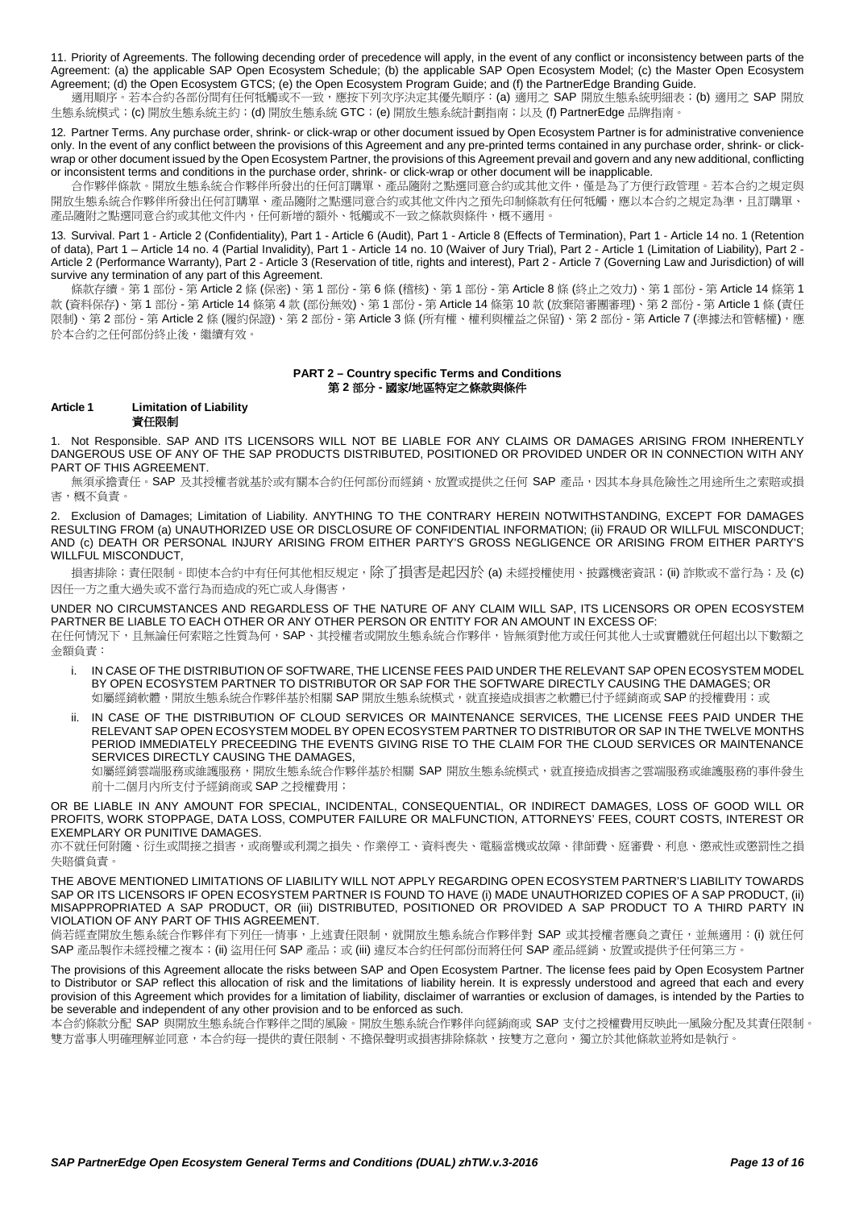11. Priority of Agreements. The following decending order of precedence will apply, in the event of any conflict or inconsistency between parts of the Agreement: (a) the applicable SAP Open Ecosystem Schedule; (b) the applicable SAP Open Ecosystem Model; (c) the Master Open Ecosystem Agreement; (d) the Open Ecosystem GTCS; (e) the Open Ecosystem Program Guide; and (f) the PartnerEdge Branding Guide.

適用順序。若本合約各部份間有任何牴觸或不一致，應按下列次序決定其優先順序：(a) 適用之 SAP 開放生態系統明細表；(b) 適用之 SAP 開放生態系統模式；(c) 開放生態系統主約；(d) 開放生態系統 GTC；(e) 開放生態系統計劃指南；以及 (f) PartnerEdge 品牌指南。

12. Partner Terms. Any purchase order, shrink- or click-wrap or other document issued by Open Ecosystem Partner is for administrative convenience only. In the event of any conflict between the provisions of this Agreement and any pre-printed terms contained in any purchase order, shrink- or click-wrap or other document issued by the Open Ecosystem Partner, the provisions of this Agreement prevail and govern and any new additional, conflicting or inconsistent terms and conditions in the purchase order, shrink- or click-wrap or other document will be inapplicable.

合作夥伴條款。開放生態系統合作夥伴所發出的任何訂購單、產品隨附之點選同意合約或其他文件，僅是為了方便行政管理。若本合約之規定與開放生態系統合作夥伴所發出任何訂購單、產品隨附之點選同意合約或其他文件內之預先印制條款有任何牴觸，應以本合約之規定為準，且訂購單、產品隨附之點選同意合約或其他文件內，任何新增的額外、牴觸或不一致之條款與條件，概不適用。

13. Survival. Part 1 - Article 2 (Confidentiality), Part 1 - Article 6 (Audit), Part 1 - Article 8 (Effects of Termination), Part 1 - Article 14 no. 1 (Retention of data), Part 1 – Article 14 no. 4 (Partial Invalidity), Part 1 - Article 14 no. 10 (Waiver of Jury Trial), Part 2 - Article 1 (Limitation of Liability), Part 2 - Article 2 (Performance Warranty), Part 2 - Article 3 (Reservation of title, rights and interest), Part 2 - Article 7 (Governing Law and Jurisdiction) of will survive any termination of any part of this Agreement.

條款存續。第 1 部份 - 第 Article 2 條 (保密)、第 1 部份 - 第 6 條 (稽核)、第 1 部份 - 第 Article 8 條 (終止之效力)、第 1 部份 - 第 Article 14 條第 1 款 (資料保存)、第 1 部份 - 第 Article 14 條第 4 款 (部份無效)、第 1 部份 - 第 Article 14 條第 10 款 (放棄陪審團審理)、第 2 部份 - 第 Article 1 條 (責任限制)、第 2 部份 - 第 Article 2 條 (履約保證)、第 2 部份 - 第 Article 3 條 (所有權、權利與權益之保留)、第 2 部份 - 第 Article 7 (準據法和管轄權)，應於本合約之任何部份終止後，繼續有效。

## PART 2 – Country specific Terms and Conditions
## 第 2 部分 - 國家/地區特定之條款與條件

### Article 1 Limitation of Liability
### 責任限制

1. Not Responsible. SAP AND ITS LICENSORS WILL NOT BE LIABLE FOR ANY CLAIMS OR DAMAGES ARISING FROM INHERENTLY DANGEROUS USE OF ANY OF THE SAP PRODUCTS DISTRIBUTED, POSITIONED OR PROVIDED UNDER OR IN CONNECTION WITH ANY PART OF THIS AGREEMENT.

無須承擔責任。SAP 及其授權者就基於或有關本合約任何部份而經銷、放置或提供之任何 SAP 產品，因其本身具危險性之用途所生之索賠或損害，概不負責。

2. Exclusion of Damages; Limitation of Liability. ANYTHING TO THE CONTRARY HEREIN NOTWITHSTANDING, EXCEPT FOR DAMAGES RESULTING FROM (a) UNAUTHORIZED USE OR DISCLOSURE OF CONFIDENTIAL INFORMATION; (ii) FRAUD OR WILLFUL MISCONDUCT; AND (c) DEATH OR PERSONAL INJURY ARISING FROM EITHER PARTY'S GROSS NEGLIGENCE OR ARISING FROM EITHER PARTY'S WILLFUL MISCONDUCT,

損害排除；責任限制。即使本合約中有任何其他相反規定，除了損害是起因於 (a) 未經授權使用、披露機密資訊；(ii) 詐欺或不當行為；及 (c) 因任一方之重大過失或不當行為而造成的死亡或人身傷害，

UNDER NO CIRCUMSTANCES AND REGARDLESS OF THE NATURE OF ANY CLAIM WILL SAP, ITS LICENSORS OR OPEN ECOSYSTEM PARTNER BE LIABLE TO EACH OTHER OR ANY OTHER PERSON OR ENTITY FOR AN AMOUNT IN EXCESS OF:

在任何情況下，且無論任何索賠之性質為何，SAP、其授權者或開放生態系統合作夥伴，皆無須對他方或任何其他人士或實體就任何超出以下數額之金額負責：

i. IN CASE OF THE DISTRIBUTION OF SOFTWARE, THE LICENSE FEES PAID UNDER THE RELEVANT SAP OPEN ECOSYSTEM MODEL BY OPEN ECOSYSTEM PARTNER TO DISTRIBUTOR OR SAP FOR THE SOFTWARE DIRECTLY CAUSING THE DAMAGES; OR
如屬經銷軟體，開放生態系統合作夥伴基於相關 SAP 開放生態系統模式，就直接造成損害之軟體已付予經銷商或 SAP 的授權費用；或

ii. IN CASE OF THE DISTRIBUTION OF CLOUD SERVICES OR MAINTENANCE SERVICES, THE LICENSE FEES PAID UNDER THE RELEVANT SAP OPEN ECOSYSTEM MODEL BY OPEN ECOSYSTEM PARTNER TO DISTRIBUTOR OR SAP IN THE TWELVE MONTHS PERIOD IMMEDIATELY PREECEEDING THE EVENTS GIVING RISE TO THE CLAIM FOR THE CLOUD SERVICES OR MAINTENANCE SERVICES DIRECTLY CAUSING THE DAMAGES,
如屬經銷雲端服務或維護服務，開放生態系統合作夥伴基於相關 SAP 開放生態系統模式，就直接造成損害之雲端服務或維護服務的事件發生前十二個月內所支付予經銷商或 SAP 之授權費用；

OR BE LIABLE IN ANY AMOUNT FOR SPECIAL, INCIDENTAL, CONSEQUENTIAL, OR INDIRECT DAMAGES, LOSS OF GOOD WILL OR PROFITS, WORK STOPPAGE, DATA LOSS, COMPUTER FAILURE OR MALFUNCTION, ATTORNEYS' FEES, COURT COSTS, INTEREST OR EXEMPLARY OR PUNITIVE DAMAGES.

亦不就任何附隨、衍生或間接之損害，或商譽或利潤之損失、作業停工、資料喪失、電腦當機或故障、律師費、庭審費、利息、懲戒性或懲罰性之損失賠償負責。

THE ABOVE MENTIONED LIMITATIONS OF LIABILITY WILL NOT APPLY REGARDING OPEN ECOSYSTEM PARTNER'S LIABILITY TOWARDS SAP OR ITS LICENSORS IF OPEN ECOSYSTEM PARTNER IS FOUND TO HAVE (i) MADE UNAUTHORIZED COPIES OF A SAP PRODUCT, (ii) MISAPPROPRIATED A SAP PRODUCT, OR (iii) DISTRIBUTED, POSITIONED OR PROVIDED A SAP PRODUCT TO A THIRD PARTY IN VIOLATION OF ANY PART OF THIS AGREEMENT.

倘若經查開放生態系統合作夥伴有下列任一情事，上述責任限制，就開放生態系統合作夥伴對 SAP 或其授權者應負之責任，並無適用：(i) 就任何 SAP 產品製作未經授權之複本；(ii) 盜用任何 SAP 產品；或 (iii) 違反本合約任何部份而將任何 SAP 產品經銷、放置或提供予任何第三方。

The provisions of this Agreement allocate the risks between SAP and Open Ecosystem Partner. The license fees paid by Open Ecosystem Partner to Distributor or SAP reflect this allocation of risk and the limitations of liability herein. It is expressly understood and agreed that each and every provision of this Agreement which provides for a limitation of liability, disclaimer of warranties or exclusion of damages, is intended by the Parties to be severable and independent of any other provision and to be enforced as such.

本合約條款分配 SAP 與開放生態系統合作夥伴之間的風險。開放生態系統合作夥伴向經銷商或 SAP 支付之授權費用反映此一風險分配及其責任限制。雙方當事人明確理解並同意，本合約每一提供的責任限制、不擔保聲明或損害排除條款，按雙方之意向，獨立於其他條款並將如是執行。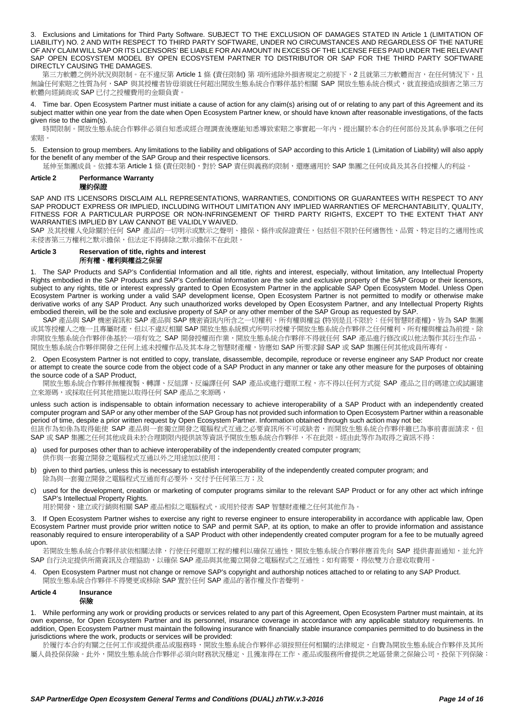3. Exclusions and Limitations for Third Party Software. SUBJECT TO THE EXCLUSION OF DAMAGES STATED IN Article 1 (LIMITATION OF LIABILITY) NO. 2 AND WITH RESPECT TO THIRD PARTY SOFTWARE, UNDER NO CIRCUMSTANCES AND REGARDLESS OF THE NATURE OF ANY CLAIM WILL SAP OR ITS LICENSORS' BE LIABLE FOR AN AMOUNT IN EXCESS OF THE LICENSE FEES PAID UNDER THE RELEVANT SAP OPEN ECOSYSTEM MODEL BY OPEN ECOSYSTEM PARTNER TO DISTRIBUTOR OR SAP FOR THE THIRD PARTY SOFTWARE DIRECTLY CAUSING THE DAMAGES.

第三方軟體之例外狀況與限制。在不違反第 Article 1 條 (責任限制) 第 項所述除外損害規定之前提下，2 且就第三方軟體而言，在任何情況下，且無論任何索賠之性質為何，SAP 與其授權者皆毋須就任何超出開放生態系統合作夥伴基於相關 SAP 開放生態系統合模式，就直接造成損害之第三方軟體向經銷商或 SAP 已付之授權費用的金額負責。

4. Time bar. Open Ecosystem Partner must initiate a cause of action for any claim(s) arising out of or relating to any part of this Agreement and its subject matter within one year from the date when Open Ecosystem Partner knew, or should have known after reasonable investigations, of the facts given rise to the claim(s).

時間限制。開放生態系統合作夥伴必須自知悉或經合理調查後應能知悉導致索賠之事實起一年內，提出關於本合約任何部份及其系爭事項之任何索賠。

5. Extension to group members. Any limitations to the liability and obligations of SAP according to this Article 1 (Limitation of Liability) will also apply for the benefit of any member of the SAP Group and their respective licensors.

延伸至集團成員。依據本第 Article 1 條 (責任限制)，對於 SAP 責任與義務的限制，還應適用於 SAP 集團之任何成員及其各自授權人的利益。

## Article 2 Performance Warranty
## 履約保證

SAP AND ITS LICENSORS DISCLAIM ALL REPRESENTATIONS, WARRANTIES, CONDITIONS OR GUARANTEES WITH RESPECT TO ANY SAP PRODUCT EXPRESS OR IMPLIED, INCLUDING WITHOUT LIMITATION ANY IMPLIED WARRANTIES OF MERCHANTABILITY, QUALITY, FITNESS FOR A PARTICULAR PURPOSE OR NON-INFRINGEMENT OF THIRD PARTY RIGHTS, EXCEPT TO THE EXTENT THAT ANY WARRANTIES IMPLIED BY LAW CANNOT BE VALIDLY WAIVED.

SAP 及其授權人免除關於任何 SAP 產品的一切明示或默示之聲明、擔保、條件或保證責任，包括但不限於任何適售性、品質、特定目的之適用性或未侵害第三方權利之默示擔保，但法定不得排除之默示擔保不在此限。

## Article 3 Reservation of title, rights and interest
## 所有權、權利與權益之保留

1. The SAP Products and SAP's Confidential Information and all title, rights and interest, especially, without limitation, any Intellectual Property Rights embodied in the SAP Products and SAP's Confidential Information are the sole and exclusive property of the SAP Group or their licensors, subject to any rights, title or interest expressly granted to Open Ecosystem Partner in the applicable SAP Open Ecosystem Model. Unless Open Ecosystem Partner is working under a valid SAP development license, Open Ecosystem Partner is not permitted to modify or otherwise make derivative works of any SAP Product. Any such unauthorized works developed by Open Ecosystem Partner, and any Intellectual Property Rights embodied therein, will be the sole and exclusive property of SAP or any other member of the SAP Group as requested by SAP.

SAP 產品與 SAP 機密資訊和 SAP 產品與 SAP 機密資訊內所含之一切權利、所有權與權益 (特別是且不限於：任何智慧財產權)，皆為 SAP 集團或其等授權人之唯一且專屬財產，但以不違反相關 SAP 開放生態系統模式所明示授權予開放生態系統合作夥伴之任何權利、所有權與權益為前提。除非開放生態系統合作夥伴係基於一項有效之 SAP 開發授權而作業，開放生態系統合作夥伴不得就任何 SAP 產品進行修改或以他法製作其衍生作品。開放生態系統合作夥伴開發之任何上述未授權作品及其本身之智慧財產權，皆應如 SAP 所要求歸 SAP 或 SAP 集團任何其他成員所專有。

2. Open Ecosystem Partner is not entitled to copy, translate, disassemble, decompile, reproduce or reverse engineer any SAP Product nor create or attempt to create the source code from the object code of a SAP Product in any manner or take any other measure for the purposes of obtaining the source code of a SAP Product,

開放生態系統合作夥伴無權複製、轉譯、反組譯、反編譯任何 SAP 產品或進行還原工程，亦不得以任何方式從 SAP 產品之目的碼建立或試圖建立來源碼，或採取任何其他措施以取得任何 SAP 產品之來源碼，

unless such action is indispensable to obtain information necessary to achieve interoperability of a SAP Product with an independently created computer program and SAP or any other member of the SAP Group has not provided such information to Open Ecosystem Partner within a reasonable period of time, despite a prior written request by Open Ecosystem Partner. Information obtained through such action may not be:

但該作為如係為取得能使 SAP 產品與一套獨立開發之電腦程式互通之必要資訊所不可或缺者，而開放生態系統合作夥伴雖已為事前書面請求，但 SAP 或 SAP 集團之任何其他成員未於合理期限內提供該等資訊予開放生態系統合作夥伴，不在此限。經由此等作為取得之資訊不得：

a) used for purposes other than to achieve interoperability of the independently created computer program;
   供作與一套獨立開發之電腦程式互通以外之用途加以使用；
b) given to third parties, unless this is necessary to establish interoperability of the independently created computer program; and
   除為與一套獨立開發之電腦程式互通而有必要外，交付予任何第三方；及
c) used for the development, creation or marketing of computer programs similar to the relevant SAP Product or for any other act which infringe SAP's Intellectual Property Rights.
   用於開發、建立或行銷與相關 SAP 產品相似之電腦程式，或用於侵害 SAP 智慧財產權之任何其他作為。

3. If Open Ecosystem Partner wishes to exercise any right to reverse engineer to ensure interoperability in accordance with applicable law, Open Ecosystem Partner must provide prior written notice to SAP and permit SAP, at its option, to make an offer to provide information and assistance reasonably required to ensure interoperability of a SAP Product with other independently created computer program for a fee to be mutually agreed upon.

若開放生態系統合作夥伴欲依相關法律，行使任何還原工程的權利以確保互通性，開放生態系統合作夥伴應首先向 SAP 提供書面通知，並允許 SAP 自行決定提供所需資訊及合理協助，以確保 SAP 產品與其他獨立開發之電腦程式之互通性；如有需要，得依雙方合意收取費用。

4. Open Ecosystem Partner must not change or remove SAP's copyright and authorship notices attached to or relating to any SAP Product.
   開放生態系統合作夥伴不得變更或移除 SAP 置於任何 SAP 產品的著作權及作者聲明。

## Article 4 Insurance
## 保險

1. While performing any work or providing products or services related to any part of this Agreement, Open Ecosystem Partner must maintain, at its own expense, for Open Ecosystem Partner and its personnel, insurance coverage in accordance with any applicable statutory requirements. In addition, Open Ecosystem Partner must maintain the following insurance with financially stable insurance companies permitted to do business in the jurisdictions where the work, products or services will be provided:

於履行本合約有關之任何工作或提供產品或服務時，開放生態系統合作夥伴必須按照任何相關的法律規定，自費為開放生態系統合作夥伴及其所屬人員投保保險。此外，開放生態系統合作夥伴必須向財務狀況穩定、且獲准得在工作、產品或服務所會提供之地區營業之保險公司，投保下列保險：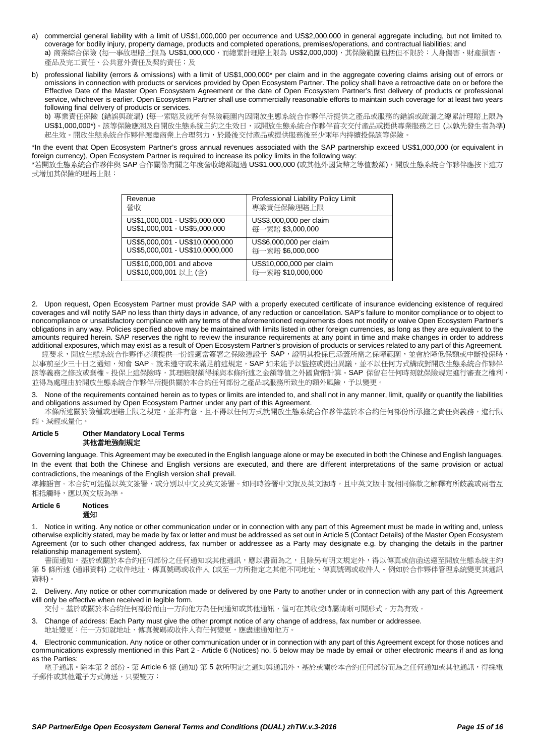a) commercial general liability with a limit of US$1,000,000 per occurrence and US$2,000,000 in general aggregate including, but not limited to, coverage for bodily injury, property damage, products and completed operations, premises/operations, and contractual liabilities; and
a) 商業綜合保險 (每一事故理賠上限為 US$1,000,000，而總累計理賠上限為 US$2,000,000)，其保險範圍包括但不限於：人身傷害、財產損害、產品及完工責任、公共意外責任及契約責任；及

b) professional liability (errors & omissions) with a limit of US$1,000,000* per claim and in the aggregate covering claims arising out of errors or omissions in connection with products or services provided by Open Ecosystem Partner. The policy shall have a retroactive date on or before the Effective Date of the Master Open Ecosystem Agreement or the date of Open Ecosystem Partner's first delivery of products or professional service, whichever is earlier. Open Ecosystem Partner shall use commercially reasonable efforts to maintain such coverage for at least two years following final delivery of products or services.
b) 專業責任保險 (錯誤與疏漏) (每一索賠及就所有保險範圍內因開放生態系統合作夥伴所提供之產品或服務的錯誤或疏漏之總累計理賠上限為 US$1,000,000*)。該等保險應溯及自開放生態系統主約之生效日，或開放生態系統合作夥伴首次交付產品或提供專業服務之日 (以孰先發生者為準) 起生效。開放生態系統合作夥伴應盡商業上合理努力，於最後交付產品或提供服務後至少兩年內持續投保該等保險。

*In the event that Open Ecosystem Partner's gross annual revenues associated with the SAP partnership exceed US$1,000,000 (or equivalent in foreign currency), Open Ecosystem Partner is required to increase its policy limits in the following way:
*若開放生態系統合作夥伴與 SAP 合作關係有關之年度營收總額超過 US$1,000,000 (或其他外國貨幣之等值數額)，開放生態系統合作夥伴應按下述方式增加其保險的理賠上限：

| Revenue<br>營收 | Professional Liability Policy Limit<br>專業責任保險理賠上限 |
|---|---|
| US$1,000,001 - US$5,000,000<br>US$1,000,001 - US$5,000,000 | US$3,000,000 per claim<br>每一索賠 $3,000,000 |
| US$5,000,001 - US$10,0000,000<br>US$5,000,001 - US$10,0000,000 | US$6,000,000 per claim<br>每一索賠 $6,000,000 |
| US$10,000,001 and above<br>US$10,000,001 以上 (含) | US$10,000,000 per claim<br>每一索賠 $10,000,000 |

2. Upon request, Open Ecosystem Partner must provide SAP with a properly executed certificate of insurance evidencing existence of required coverages and will notify SAP no less than thirty days in advance, of any reduction or cancellation. SAP's failure to monitor compliance or to object to noncompliance or unsatisfactory compliance with any terms of the aforementioned requirements does not modify or waive Open Ecosystem Partner's obligations in any way. Policies specified above may be maintained with limits listed in other foreign currencies, as long as they are equivalent to the amounts required herein. SAP reserves the right to review the insurance requirements at any point in time and make changes in order to address additional exposures, which may exist as a result of Open Ecosystem Partner's provision of products or services related to any part of this Agreement.
經要求，開放生態系統合作夥伴必須提供一份經適當簽署之保險憑證予 SAP，證明其投保已涵蓋所需之保障範圍，並會於降低保額或中斷投保時，以事前至少三十日之通知，知會 SAP。就未遵守或未滿足前述規定，SAP 如未能予以監控或提出異議，並不以任何方式構成對開放生態系統合作夥伴該等義務之修改或棄權。投保上述保險時，其理賠限額得採與本條所述之金額等值之外國貨幣計算。SAP 保留在任何時刻就保險規定進行審查之權利，並得為處理由於開放生態系統合作夥伴所提供關於本合約任何部分之產品或服務所致生的額外風險，予以變更。

3. None of the requirements contained herein as to types or limits are intended to, and shall not in any manner, limit, qualify or quantify the liabilities and obligations assumed by Open Ecosystem Partner under any part of this Agreement.
本條所述關於險種或理賠上限之規定，並非有意、且不得以任何方式就開放生態系統合作夥伴基於本合約任何部分所承擔之責任與義務，進行限縮、減輕或量化。

## Article 5 Other Mandatory Local Terms
## 其他當地強制規定

Governing language. This Agreement may be executed in the English language alone or may be executed in both the Chinese and English languages. In the event that both the Chinese and English versions are executed, and there are different interpretations of the same provision or actual contradictions, the meanings of the English version shall prevail.
準據語言。本合約可能僅以英文簽署，或分別以中文及英文簽署。如同時簽署中文版及英文版時，且中英文版中就相同條款之解釋有所歧義或兩者互相抵觸時，應以英文版為準。

## Article 6 Notices
## 通知

1. Notice in writing. Any notice or other communication under or in connection with any part of this Agreement must be made in writing and, unless otherwise explicitly stated, may be made by fax or letter and must be addressed as set out in Article 5 (Contact Details) of the Master Open Ecosystem Agreement (or to such other changed address, fax number or addressee as a Party may designate e.g. by changing the details in the partner relationship management system).
書面通知。基於或關於本合約任何部分之任何通知或其他通訊，應以書面為之，且除另有明文規定外，得以傳真或信函送達至開放生態系統主約第 5 條所述 (通訊資料) 之收件地址、傳真號碼或收件人 (或至一方所指定之其他不同地址、傳真號碼或收件人 - 例如於合作夥伴管理系統變更其通訊資料)。

2. Delivery. Any notice or other communication made or delivered by one Party to another under or in connection with any part of this Agreement will only be effective when received in legible form.
交付。基於或關於本合約任何部分而由一方向他方為任何通知或其他通訊，僅可在其收受時屬清晰可閱形式，方為有效。

3. Change of address: Each Party must give the other prompt notice of any change of address, fax number or addressee.
地址變更：任一方如就地址、傳真號碼或收件人有任何變更，應盡速通知他方。

4. Electronic communication. Any notice or other communication under or in connection with any part of this Agreement except for those notices and communications expressly mentioned in this Part 2 - Article 6 (Notices) no. 5 below may be made by email or other electronic means if and as long as the Parties:
電子通訊。除本第 2 部份 - 第 Article 6 條 (通知) 第 5 款所明定之通知與通訊外，基於或關於本合約任何部分而為之任何通知或其他通訊，得採電子郵件或其他電子方式傳送，只要雙方：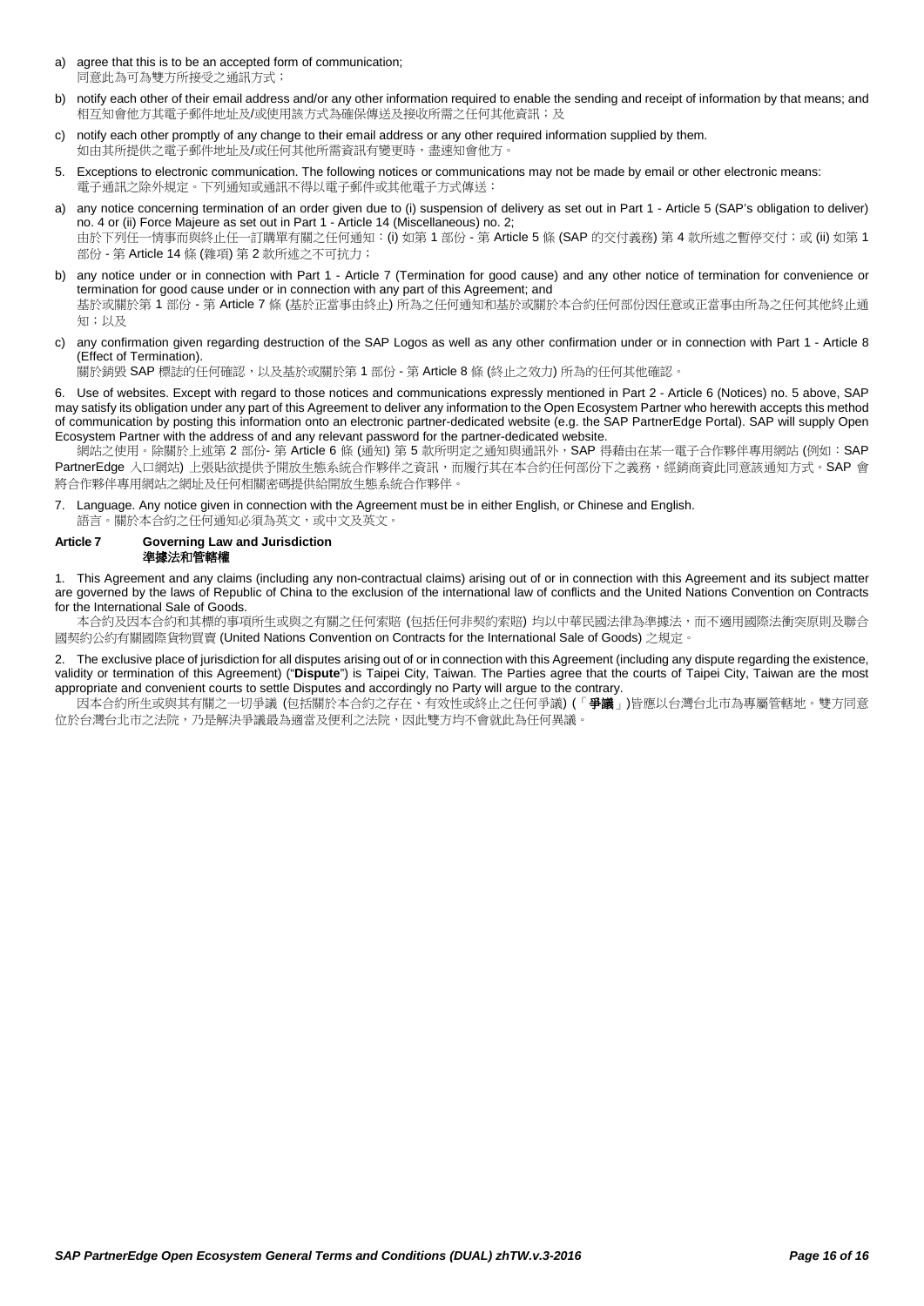a) agree that this is to be an accepted form of communication;
同意此為可為雙方所接受之通訊方式；

b) notify each other of their email address and/or any other information required to enable the sending and receipt of information by that means; and
相互知會他方其電子郵件地址及/或使用該方式為確保傳送及接收所需之任何其他資訊；及

c) notify each other promptly of any change to their email address or any other required information supplied by them.
如由其所提供之電子郵件地址及/或任何其他所需資訊有變更時，盡速知會他方。

5. Exceptions to electronic communication. The following notices or communications may not be made by email or other electronic means:
電子通訊之除外規定。下列通知或通訊不得以電子郵件或其他電子方式傳送：

a) any notice concerning termination of an order given due to (i) suspension of delivery as set out in Part 1 - Article 5 (SAP's obligation to deliver) no. 4 or (ii) Force Majeure as set out in Part 1 - Article 14 (Miscellaneous) no. 2;
由於下列任一情事而與終止任一訂購單有關之任何通知：(i) 如第 1 部份 - 第 Article 5 條 (SAP 的交付義務) 第 4 款所述之暫停交付；或 (ii) 如第 1 部份 - 第 Article 14 條 (雜項) 第 2 款所述之不可抗力；

b) any notice under or in connection with Part 1 - Article 7 (Termination for good cause) and any other notice of termination for convenience or termination for good cause under or in connection with any part of this Agreement; and
基於或關於第 1 部份 - 第 Article 7 條 (基於正當事由終止) 所為之任何通知和基於或關於本合約任何部份因任意或正當事由所為之任何其他終止通知；以及

c) any confirmation given regarding destruction of the SAP Logos as well as any other confirmation under or in connection with Part 1 - Article 8 (Effect of Termination).
關於銷毀 SAP 標誌的任何確認，以及基於或關於第 1 部份 - 第 Article 8 條 (終止之效力) 所為的任何其他確認。

6. Use of websites. Except with regard to those notices and communications expressly mentioned in Part 2 - Article 6 (Notices) no. 5 above, SAP may satisfy its obligation under any part of this Agreement to deliver any information to the Open Ecosystem Partner who herewith accepts this method of communication by posting this information onto an electronic partner-dedicated website (e.g. the SAP PartnerEdge Portal). SAP will supply Open Ecosystem Partner with the address of and any relevant password for the partner-dedicated website.
網站之使用。除關於上述第 2 部份- 第 Article 6 條 (通知) 第 5 款所明定之通知與通訊外，SAP 得藉由在某一電子合作夥伴專用網站 (例如：SAP PartnerEdge 入口網站) 上張貼欲提供予開放生態系統合作夥伴之資訊，而履行其在本合約任何部份下之義務，經銷商資此同意該通知方式。SAP 會將合作夥伴專用網站之網址及任何相關密碼提供給開放生態系統合作夥伴。

7. Language. Any notice given in connection with the Agreement must be in either English, or Chinese and English.
語言。關於本合約之任何通知必須為英文，或中文及英文。

### Article 7 Governing Law and Jurisdiction
### 準據法和管轄權

1. This Agreement and any claims (including any non-contractual claims) arising out of or in connection with this Agreement and its subject matter are governed by the laws of Republic of China to the exclusion of the international law of conflicts and the United Nations Convention on Contracts for the International Sale of Goods.
本合約及因本合約和其標的事項所生或與之有關之任何索賠 (包括任何非契約索賠) 均以中華民國法律為準據法，而不適用國際法衝突原則及聯合國契約公約有關國際貨物買賣 (United Nations Convention on Contracts for the International Sale of Goods) 之規定。

2. The exclusive place of jurisdiction for all disputes arising out of or in connection with this Agreement (including any dispute regarding the existence, validity or termination of this Agreement) ("**Dispute**") is Taipei City, Taiwan. The Parties agree that the courts of Taipei City, Taiwan are the most appropriate and convenient courts to settle Disputes and accordingly no Party will argue to the contrary.
因本合約所生或與其有關之一切爭議 (包括關於本合約之存在、有效性或終止之任何爭議) (「**爭議**」)皆應以台灣台北市為專屬管轄地。雙方同意位於台灣台北市之法院，乃是解決爭議最為適當及便利之法院，因此雙方均不會就此為任何異議。